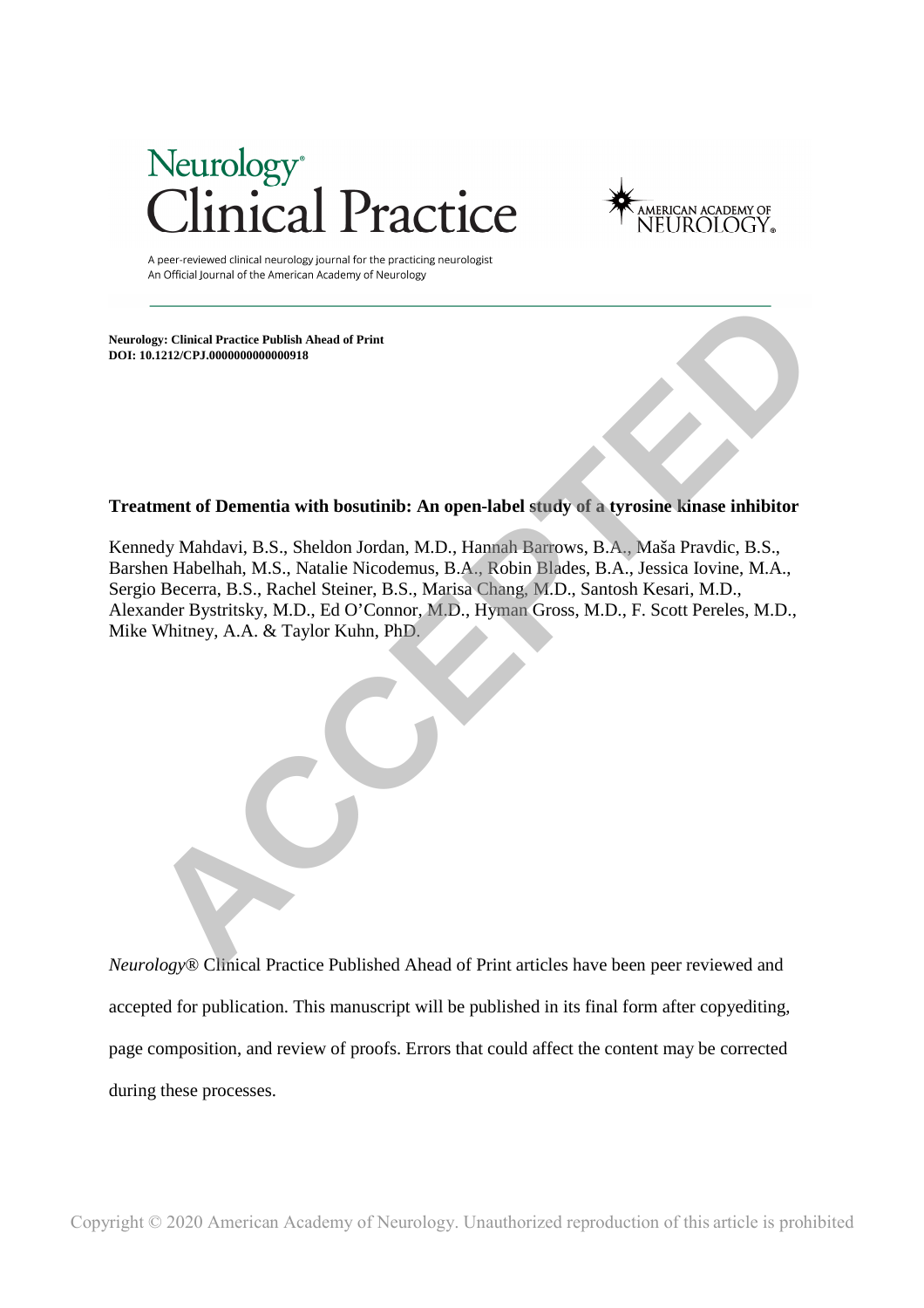Neurology: Clinical Practice Publish Ahead of Print
DOI: 10.1212/CPJ.0000000000000918

# Treatment of Dementia with bosutinib: An open-label study of a tyrosine kinase inhibitor

Kennedy Mahdavi, B.S., Sheldon Jordan, M.D., Hannah Barrows, B.A., Maša Pravdic, B.S., Barshen Habelhah, M.S., Natalie Nicodemus, B.A., Robin Blades, B.A., Jessica Iovine, M.A., Sergio Becerra, B.S., Rachel Steiner, B.S., Marisa Chang, M.D., Santosh Kesari, M.D., Alexander Bystritsky, M.D., Ed O'Connor, M.D., Hyman Gross, M.D., F. Scott Pereles, M.D., Mike Whitney, A.A. & Taylor Kuhn, PhD.

*Neurology*® Clinical Practice Published Ahead of Print articles have been peer reviewed and accepted for publication. This manuscript will be published in its final form after copyediting, page composition, and review of proofs. Errors that could affect the content may be corrected during these processes.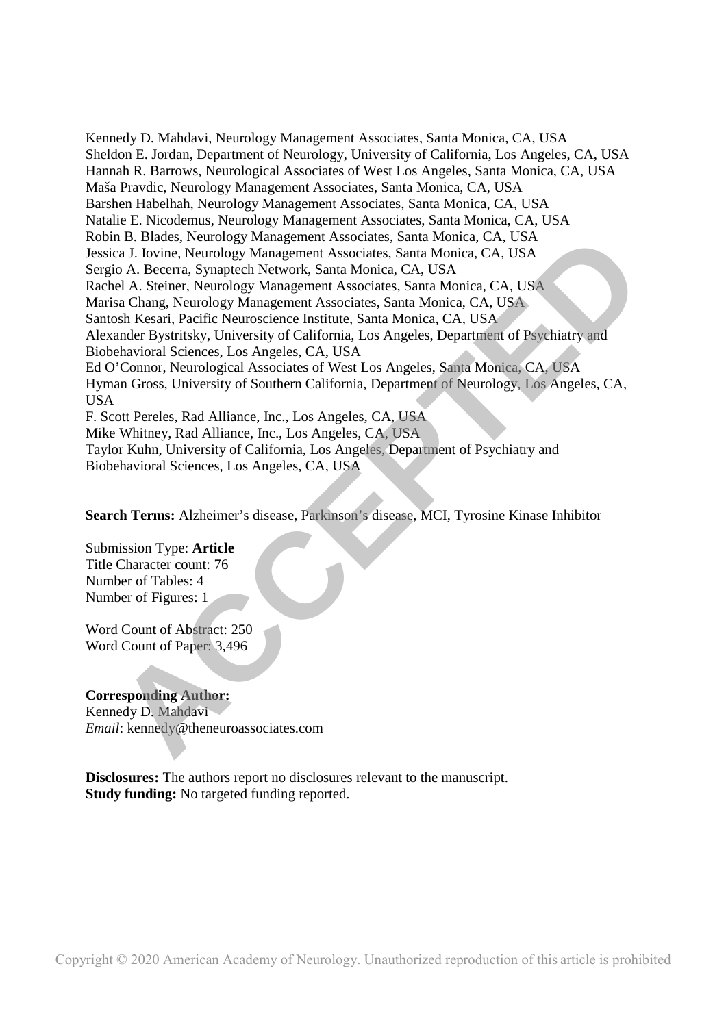Kennedy D. Mahdavi, Neurology Management Associates, Santa Monica, CA, USA
Sheldon E. Jordan, Department of Neurology, University of California, Los Angeles, CA, USA
Hannah R. Barrows, Neurological Associates of West Los Angeles, Santa Monica, CA, USA
Maša Pravdic, Neurology Management Associates, Santa Monica, CA, USA
Barshen Habelhah, Neurology Management Associates, Santa Monica, CA, USA
Natalie E. Nicodemus, Neurology Management Associates, Santa Monica, CA, USA
Robin B. Blades, Neurology Management Associates, Santa Monica, CA, USA
Jessica J. Iovine, Neurology Management Associates, Santa Monica, CA, USA
Sergio A. Becerra, Synaptech Network, Santa Monica, CA, USA
Rachel A. Steiner, Neurology Management Associates, Santa Monica, CA, USA
Marisa Chang, Neurology Management Associates, Santa Monica, CA, USA
Santosh Kesari, Pacific Neuroscience Institute, Santa Monica, CA, USA
Alexander Bystritsky, University of California, Los Angeles, Department of Psychiatry and Biobehavioral Sciences, Los Angeles, CA, USA
Ed O'Connor, Neurological Associates of West Los Angeles, Santa Monica, CA, USA
Hyman Gross, University of Southern California, Department of Neurology, Los Angeles, CA, USA
F. Scott Pereles, Rad Alliance, Inc., Los Angeles, CA, USA
Mike Whitney, Rad Alliance, Inc., Los Angeles, CA, USA
Taylor Kuhn, University of California, Los Angeles, Department of Psychiatry and Biobehavioral Sciences, Los Angeles, CA, USA

**Search Terms:** Alzheimer's disease, Parkinson's disease, MCI, Tyrosine Kinase Inhibitor

Submission Type: **Article**
Title Character count: 76
Number of Tables: 4
Number of Figures: 1

Word Count of Abstract: 250
Word Count of Paper: 3,496

**Corresponding Author:**
Kennedy D. Mahdavi
*Email*: kennedy@theneuroassociates.com

**Disclosures:** The authors report no disclosures relevant to the manuscript.
**Study funding:** No targeted funding reported.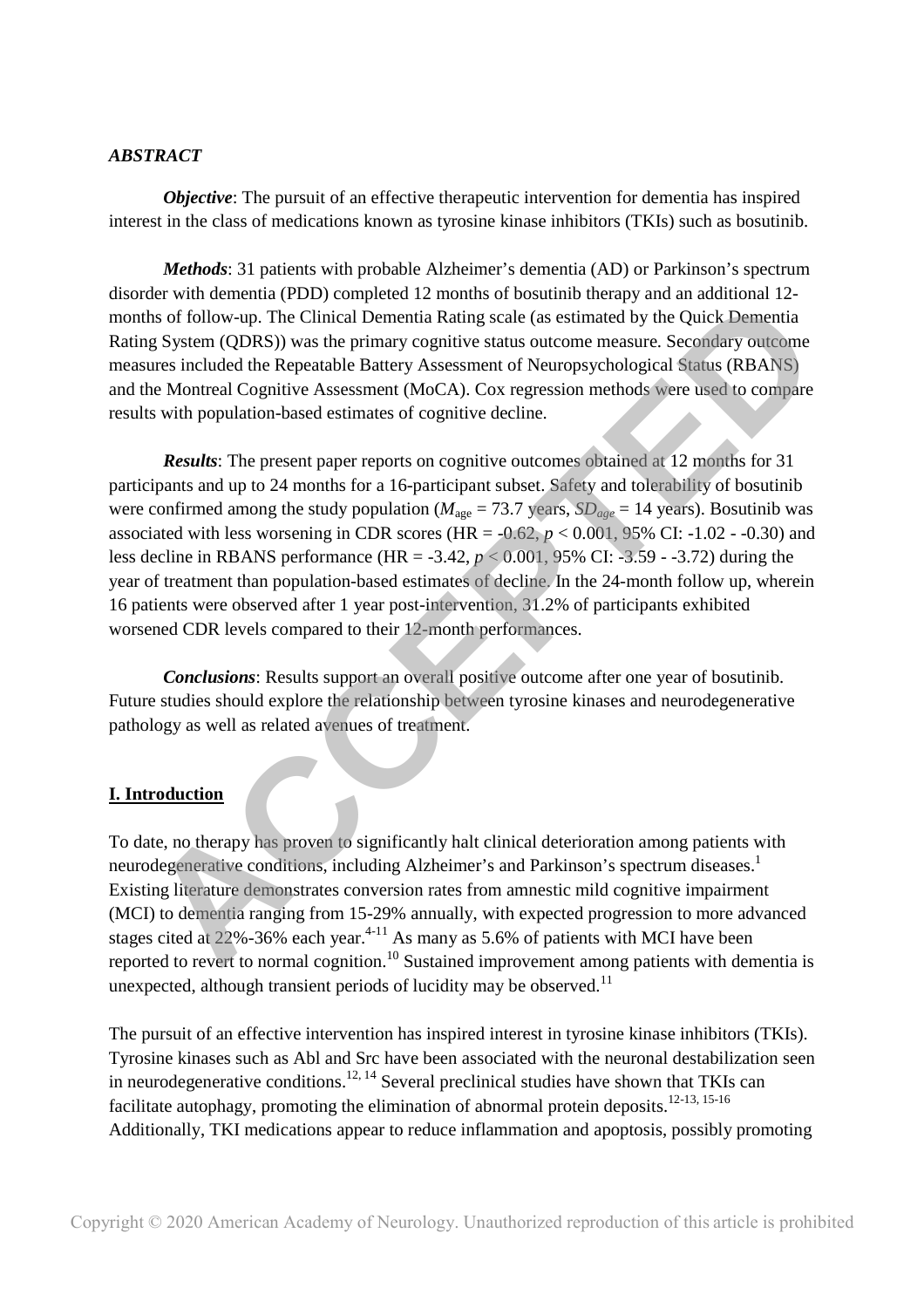### *ABSTRACT*

***Objective***: The pursuit of an effective therapeutic intervention for dementia has inspired interest in the class of medications known as tyrosine kinase inhibitors (TKIs) such as bosutinib.

***Methods***: 31 patients with probable Alzheimer's dementia (AD) or Parkinson's spectrum disorder with dementia (PDD) completed 12 months of bosutinib therapy and an additional 12-months of follow-up. The Clinical Dementia Rating scale (as estimated by the Quick Dementia Rating System (QDRS)) was the primary cognitive status outcome measure. Secondary outcome measures included the Repeatable Battery Assessment of Neuropsychological Status (RBANS) and the Montreal Cognitive Assessment (MoCA). Cox regression methods were used to compare results with population-based estimates of cognitive decline.

***Results***: The present paper reports on cognitive outcomes obtained at 12 months for 31 participants and up to 24 months for a 16-participant subset. Safety and tolerability of bosutinib were confirmed among the study population ($M_{\text{age}}$ = 73.7 years, $SD_{age}$ = 14 years). Bosutinib was associated with less worsening in CDR scores (HR = -0.62, $p$ < 0.001, 95% CI: -1.02 - -0.30) and less decline in RBANS performance (HR = -3.42, $p$ < 0.001, 95% CI: -3.59 - -3.72) during the year of treatment than population-based estimates of decline. In the 24-month follow up, wherein 16 patients were observed after 1 year post-intervention, 31.2% of participants exhibited worsened CDR levels compared to their 12-month performances.

***Conclusions***: Results support an overall positive outcome after one year of bosutinib. Future studies should explore the relationship between tyrosine kinases and neurodegenerative pathology as well as related avenues of treatment.

## I. Introduction

To date, no therapy has proven to significantly halt clinical deterioration among patients with neurodegenerative conditions, including Alzheimer's and Parkinson's spectrum diseases.[1] Existing literature demonstrates conversion rates from amnestic mild cognitive impairment (MCI) to dementia ranging from 15-29% annually, with expected progression to more advanced stages cited at 22%-36% each year.[4-11] As many as 5.6% of patients with MCI have been reported to revert to normal cognition.[10] Sustained improvement among patients with dementia is unexpected, although transient periods of lucidity may be observed.[11]

The pursuit of an effective intervention has inspired interest in tyrosine kinase inhibitors (TKIs). Tyrosine kinases such as Abl and Src have been associated with the neuronal destabilization seen in neurodegenerative conditions.[12, 14] Several preclinical studies have shown that TKIs can facilitate autophagy, promoting the elimination of abnormal protein deposits.[12-13, 15-16] Additionally, TKI medications appear to reduce inflammation and apoptosis, possibly promoting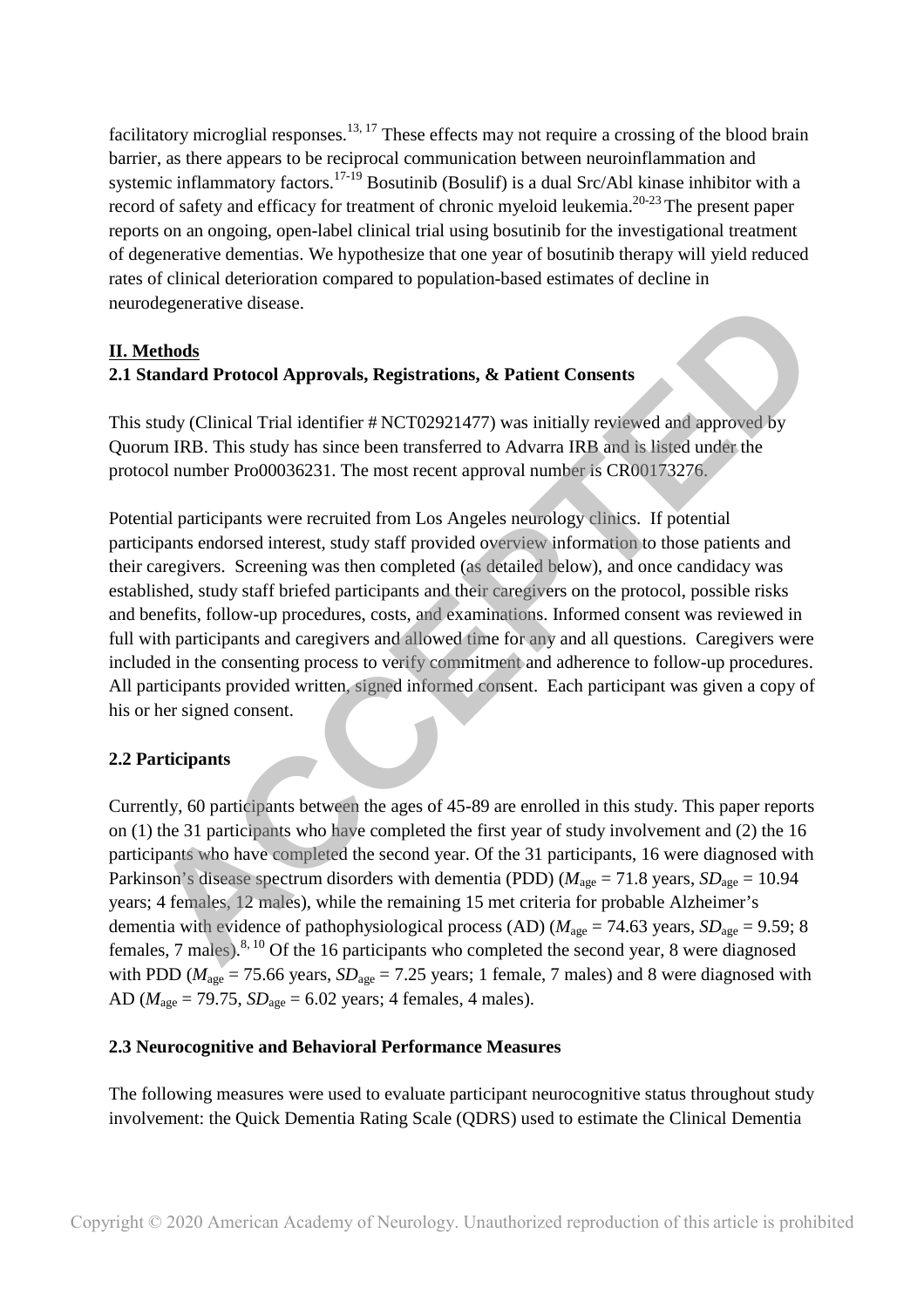facilitatory microglial responses.[13, 17] These effects may not require a crossing of the blood brain barrier, as there appears to be reciprocal communication between neuroinflammation and systemic inflammatory factors.[17-19] Bosutinib (Bosulif) is a dual Src/Abl kinase inhibitor with a record of safety and efficacy for treatment of chronic myeloid leukemia.[20-23] The present paper reports on an ongoing, open-label clinical trial using bosutinib for the investigational treatment of degenerative dementias. We hypothesize that one year of bosutinib therapy will yield reduced rates of clinical deterioration compared to population-based estimates of decline in neurodegenerative disease.

## II. Methods

### 2.1 Standard Protocol Approvals, Registrations, & Patient Consents

This study (Clinical Trial identifier # NCT02921477) was initially reviewed and approved by Quorum IRB. This study has since been transferred to Advarra IRB and is listed under the protocol number Pro00036231. The most recent approval number is CR00173276.

Potential participants were recruited from Los Angeles neurology clinics. If potential participants endorsed interest, study staff provided overview information to those patients and their caregivers. Screening was then completed (as detailed below), and once candidacy was established, study staff briefed participants and their caregivers on the protocol, possible risks and benefits, follow-up procedures, costs, and examinations. Informed consent was reviewed in full with participants and caregivers and allowed time for any and all questions. Caregivers were included in the consenting process to verify commitment and adherence to follow-up procedures. All participants provided written, signed informed consent. Each participant was given a copy of his or her signed consent.

### 2.2 Participants

Currently, 60 participants between the ages of 45-89 are enrolled in this study. This paper reports on (1) the 31 participants who have completed the first year of study involvement and (2) the 16 participants who have completed the second year. Of the 31 participants, 16 were diagnosed with Parkinson's disease spectrum disorders with dementia (PDD) ($M_{age}$ = 71.8 years, $SD_{age}$ = 10.94 years; 4 females, 12 males), while the remaining 15 met criteria for probable Alzheimer's dementia with evidence of pathophysiological process (AD) ($M_{age}$ = 74.63 years, $SD_{age}$ = 9.59; 8 females, 7 males).[8, 10] Of the 16 participants who completed the second year, 8 were diagnosed with PDD ($M_{age}$ = 75.66 years, $SD_{age}$ = 7.25 years; 1 female, 7 males) and 8 were diagnosed with AD ($M_{age}$ = 79.75, $SD_{age}$ = 6.02 years; 4 females, 4 males).

### 2.3 Neurocognitive and Behavioral Performance Measures

The following measures were used to evaluate participant neurocognitive status throughout study involvement: the Quick Dementia Rating Scale (QDRS) used to estimate the Clinical Dementia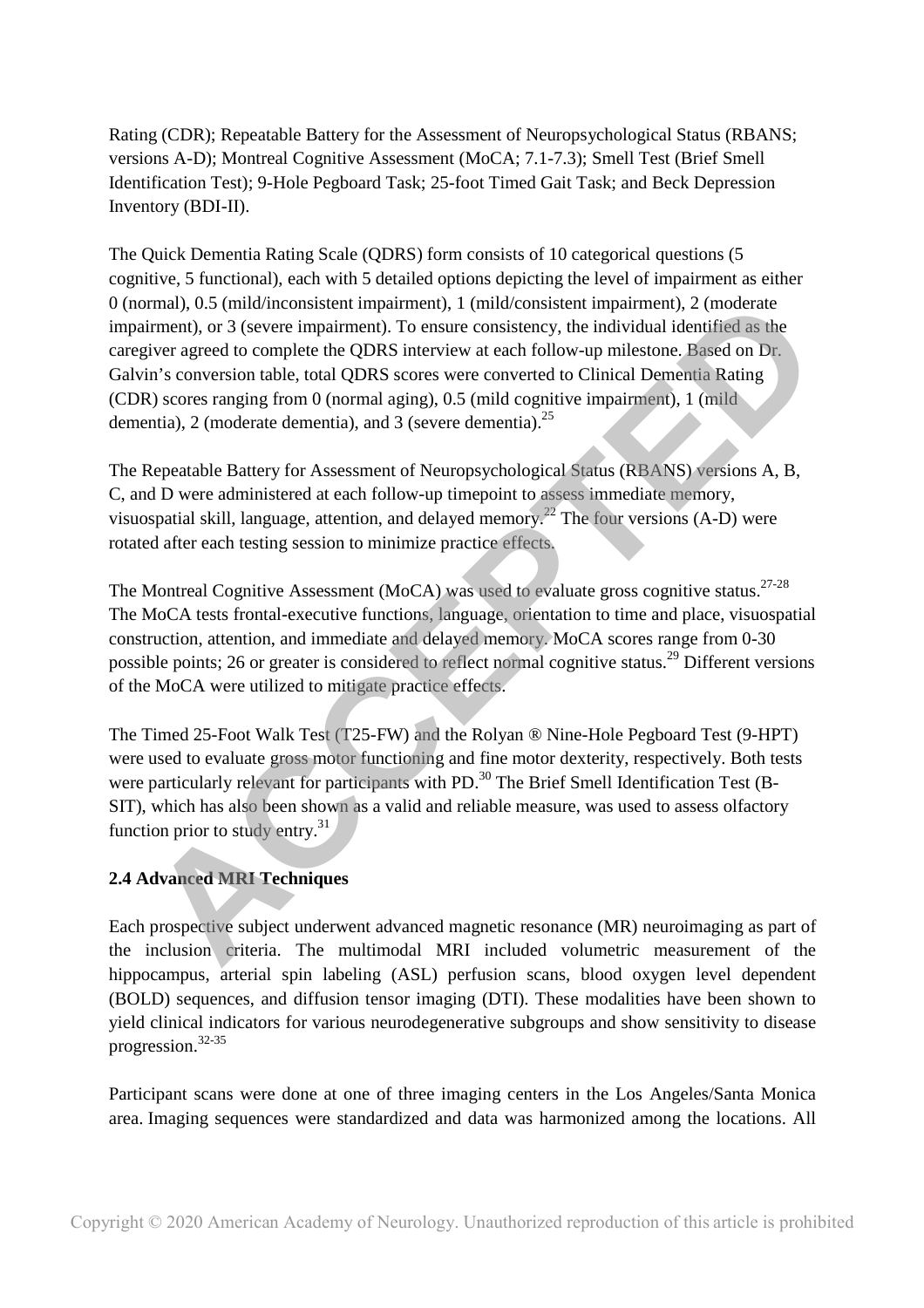Rating (CDR); Repeatable Battery for the Assessment of Neuropsychological Status (RBANS; versions A-D); Montreal Cognitive Assessment (MoCA; 7.1-7.3); Smell Test (Brief Smell Identification Test); 9-Hole Pegboard Task; 25-foot Timed Gait Task; and Beck Depression Inventory (BDI-II).

The Quick Dementia Rating Scale (QDRS) form consists of 10 categorical questions (5 cognitive, 5 functional), each with 5 detailed options depicting the level of impairment as either 0 (normal), 0.5 (mild/inconsistent impairment), 1 (mild/consistent impairment), 2 (moderate impairment), or 3 (severe impairment). To ensure consistency, the individual identified as the caregiver agreed to complete the QDRS interview at each follow-up milestone. Based on Dr. Galvin's conversion table, total QDRS scores were converted to Clinical Dementia Rating (CDR) scores ranging from 0 (normal aging), 0.5 (mild cognitive impairment), 1 (mild dementia), 2 (moderate dementia), and 3 (severe dementia).[25]

The Repeatable Battery for Assessment of Neuropsychological Status (RBANS) versions A, B, C, and D were administered at each follow-up timepoint to assess immediate memory, visuospatial skill, language, attention, and delayed memory.[22] The four versions (A-D) were rotated after each testing session to minimize practice effects.

The Montreal Cognitive Assessment (MoCA) was used to evaluate gross cognitive status.[27-28] The MoCA tests frontal-executive functions, language, orientation to time and place, visuospatial construction, attention, and immediate and delayed memory. MoCA scores range from 0-30 possible points; 26 or greater is considered to reflect normal cognitive status.[29] Different versions of the MoCA were utilized to mitigate practice effects.

The Timed 25-Foot Walk Test (T25-FW) and the Rolyan ® Nine-Hole Pegboard Test (9-HPT) were used to evaluate gross motor functioning and fine motor dexterity, respectively. Both tests were particularly relevant for participants with PD.[30] The Brief Smell Identification Test (B-SIT), which has also been shown as a valid and reliable measure, was used to assess olfactory function prior to study entry.[31]

### 2.4 Advanced MRI Techniques

Each prospective subject underwent advanced magnetic resonance (MR) neuroimaging as part of the inclusion criteria. The multimodal MRI included volumetric measurement of the hippocampus, arterial spin labeling (ASL) perfusion scans, blood oxygen level dependent (BOLD) sequences, and diffusion tensor imaging (DTI). These modalities have been shown to yield clinical indicators for various neurodegenerative subgroups and show sensitivity to disease progression.[32-35]

Participant scans were done at one of three imaging centers in the Los Angeles/Santa Monica area. Imaging sequences were standardized and data was harmonized among the locations. All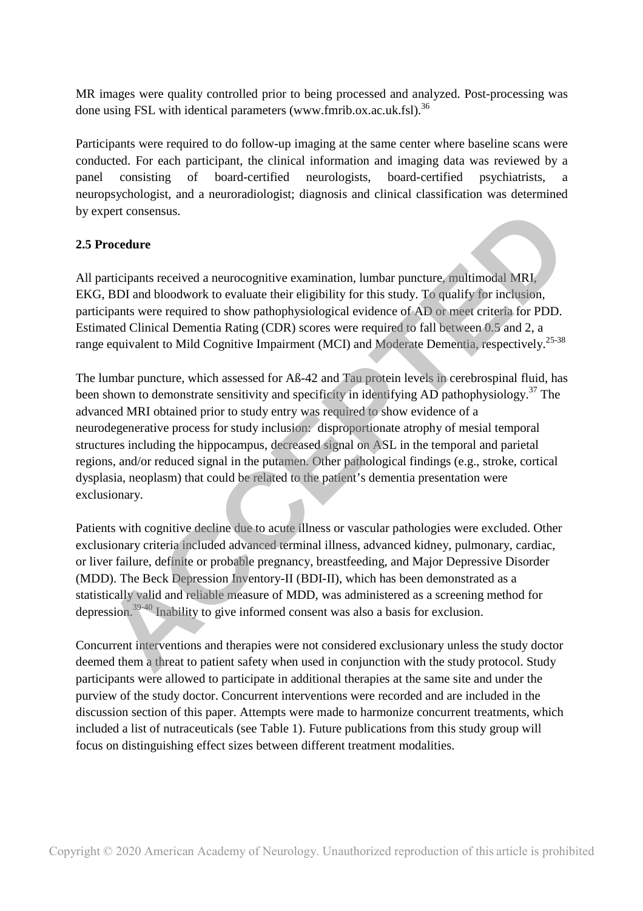MR images were quality controlled prior to being processed and analyzed. Post-processing was done using FSL with identical parameters (www.fmrib.ox.ac.uk.fsl).[36]

Participants were required to do follow-up imaging at the same center where baseline scans were conducted. For each participant, the clinical information and imaging data was reviewed by a panel consisting of board-certified neurologists, board-certified psychiatrists, a neuropsychologist, and a neuroradiologist; diagnosis and clinical classification was determined by expert consensus.

**2.5 Procedure**

All participants received a neurocognitive examination, lumbar puncture, multimodal MRI, EKG, BDI and bloodwork to evaluate their eligibility for this study. To qualify for inclusion, participants were required to show pathophysiological evidence of AD or meet criteria for PDD. Estimated Clinical Dementia Rating (CDR) scores were required to fall between 0.5 and 2, a range equivalent to Mild Cognitive Impairment (MCI) and Moderate Dementia, respectively.[25-38]

The lumbar puncture, which assessed for Aß-42 and Tau protein levels in cerebrospinal fluid, has been shown to demonstrate sensitivity and specificity in identifying AD pathophysiology.[37] The advanced MRI obtained prior to study entry was required to show evidence of a neurodegenerative process for study inclusion: disproportionate atrophy of mesial temporal structures including the hippocampus, decreased signal on ASL in the temporal and parietal regions, and/or reduced signal in the putamen. Other pathological findings (e.g., stroke, cortical dysplasia, neoplasm) that could be related to the patient's dementia presentation were exclusionary.

Patients with cognitive decline due to acute illness or vascular pathologies were excluded. Other exclusionary criteria included advanced terminal illness, advanced kidney, pulmonary, cardiac, or liver failure, definite or probable pregnancy, breastfeeding, and Major Depressive Disorder (MDD). The Beck Depression Inventory-II (BDI-II), which has been demonstrated as a statistically valid and reliable measure of MDD, was administered as a screening method for depression.[39-40] Inability to give informed consent was also a basis for exclusion.

Concurrent interventions and therapies were not considered exclusionary unless the study doctor deemed them a threat to patient safety when used in conjunction with the study protocol. Study participants were allowed to participate in additional therapies at the same site and under the purview of the study doctor. Concurrent interventions were recorded and are included in the discussion section of this paper. Attempts were made to harmonize concurrent treatments, which included a list of nutraceuticals (see Table 1). Future publications from this study group will focus on distinguishing effect sizes between different treatment modalities.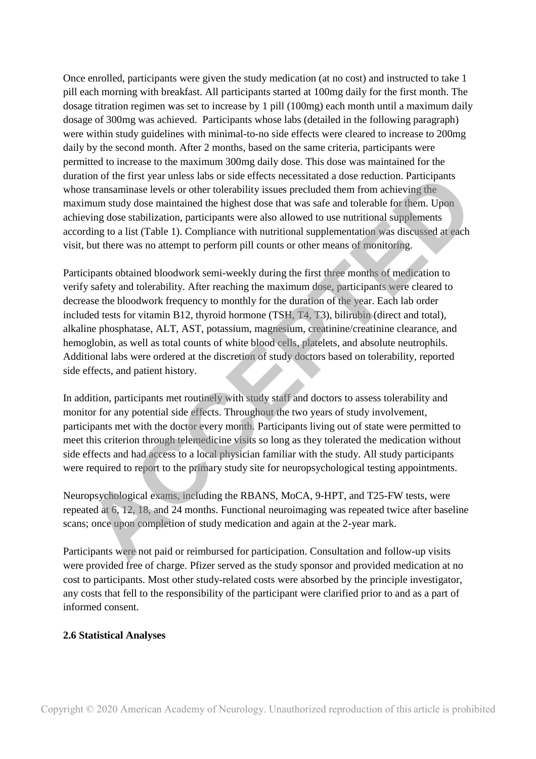Once enrolled, participants were given the study medication (at no cost) and instructed to take 1 pill each morning with breakfast. All participants started at 100mg daily for the first month. The dosage titration regimen was set to increase by 1 pill (100mg) each month until a maximum daily dosage of 300mg was achieved. Participants whose labs (detailed in the following paragraph) were within study guidelines with minimal-to-no side effects were cleared to increase to 200mg daily by the second month. After 2 months, based on the same criteria, participants were permitted to increase to the maximum 300mg daily dose. This dose was maintained for the duration of the first year unless labs or side effects necessitated a dose reduction. Participants whose transaminase levels or other tolerability issues precluded them from achieving the maximum study dose maintained the highest dose that was safe and tolerable for them. Upon achieving dose stabilization, participants were also allowed to use nutritional supplements according to a list (Table 1). Compliance with nutritional supplementation was discussed at each visit, but there was no attempt to perform pill counts or other means of monitoring.

Participants obtained bloodwork semi-weekly during the first three months of medication to verify safety and tolerability. After reaching the maximum dose, participants were cleared to decrease the bloodwork frequency to monthly for the duration of the year. Each lab order included tests for vitamin B12, thyroid hormone (TSH, T4, T3), bilirubin (direct and total), alkaline phosphatase, ALT, AST, potassium, magnesium, creatinine/creatinine clearance, and hemoglobin, as well as total counts of white blood cells, platelets, and absolute neutrophils. Additional labs were ordered at the discretion of study doctors based on tolerability, reported side effects, and patient history.

In addition, participants met routinely with study staff and doctors to assess tolerability and monitor for any potential side effects. Throughout the two years of study involvement, participants met with the doctor every month. Participants living out of state were permitted to meet this criterion through telemedicine visits so long as they tolerated the medication without side effects and had access to a local physician familiar with the study. All study participants were required to report to the primary study site for neuropsychological testing appointments.

Neuropsychological exams, including the RBANS, MoCA, 9-HPT, and T25-FW tests, were repeated at 6, 12, 18, and 24 months. Functional neuroimaging was repeated twice after baseline scans; once upon completion of study medication and again at the 2-year mark.

Participants were not paid or reimbursed for participation. Consultation and follow-up visits were provided free of charge. Pfizer served as the study sponsor and provided medication at no cost to participants. Most other study-related costs were absorbed by the principle investigator, any costs that fell to the responsibility of the participant were clarified prior to and as a part of informed consent.

**2.6 Statistical Analyses**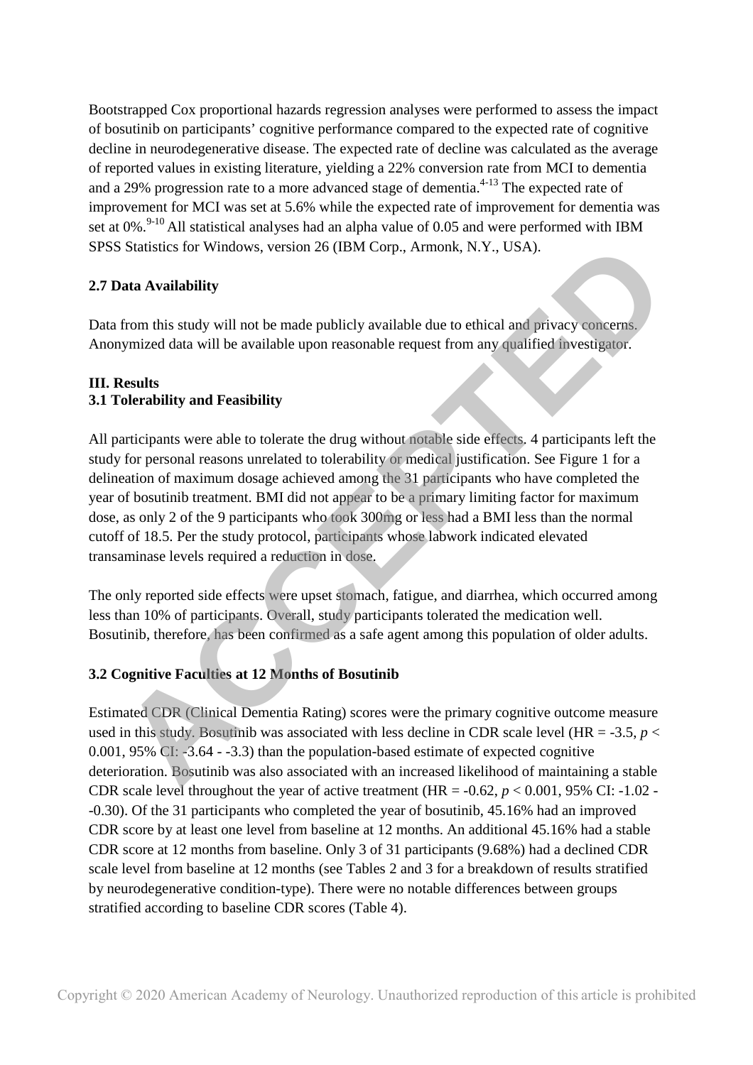Bootstrapped Cox proportional hazards regression analyses were performed to assess the impact of bosutinib on participants' cognitive performance compared to the expected rate of cognitive decline in neurodegenerative disease. The expected rate of decline was calculated as the average of reported values in existing literature, yielding a 22% conversion rate from MCI to dementia and a 29% progression rate to a more advanced stage of dementia.[4-13] The expected rate of improvement for MCI was set at 5.6% while the expected rate of improvement for dementia was set at 0%.[9-10] All statistical analyses had an alpha value of 0.05 and were performed with IBM SPSS Statistics for Windows, version 26 (IBM Corp., Armonk, N.Y., USA).

### 2.7 Data Availability

Data from this study will not be made publicly available due to ethical and privacy concerns. Anonymized data will be available upon reasonable request from any qualified investigator.

## III. Results

### 3.1 Tolerability and Feasibility

All participants were able to tolerate the drug without notable side effects. 4 participants left the study for personal reasons unrelated to tolerability or medical justification. See Figure 1 for a delineation of maximum dosage achieved among the 31 participants who have completed the year of bosutinib treatment. BMI did not appear to be a primary limiting factor for maximum dose, as only 2 of the 9 participants who took 300mg or less had a BMI less than the normal cutoff of 18.5. Per the study protocol, participants whose labwork indicated elevated transaminase levels required a reduction in dose.

The only reported side effects were upset stomach, fatigue, and diarrhea, which occurred among less than 10% of participants. Overall, study participants tolerated the medication well. Bosutinib, therefore, has been confirmed as a safe agent among this population of older adults.

### 3.2 Cognitive Faculties at 12 Months of Bosutinib

Estimated CDR (Clinical Dementia Rating) scores were the primary cognitive outcome measure used in this study. Bosutinib was associated with less decline in CDR scale level (HR = -3.5, $p < 0.001$, 95% CI: -3.64 - -3.3) than the population-based estimate of expected cognitive deterioration. Bosutinib was also associated with an increased likelihood of maintaining a stable CDR scale level throughout the year of active treatment (HR = -0.62, $p < 0.001$, 95% CI: -1.02 - -0.30). Of the 31 participants who completed the year of bosutinib, 45.16% had an improved CDR score by at least one level from baseline at 12 months. An additional 45.16% had a stable CDR score at 12 months from baseline. Only 3 of 31 participants (9.68%) had a declined CDR scale level from baseline at 12 months (see Tables 2 and 3 for a breakdown of results stratified by neurodegenerative condition-type). There were no notable differences between groups stratified according to baseline CDR scores (Table 4).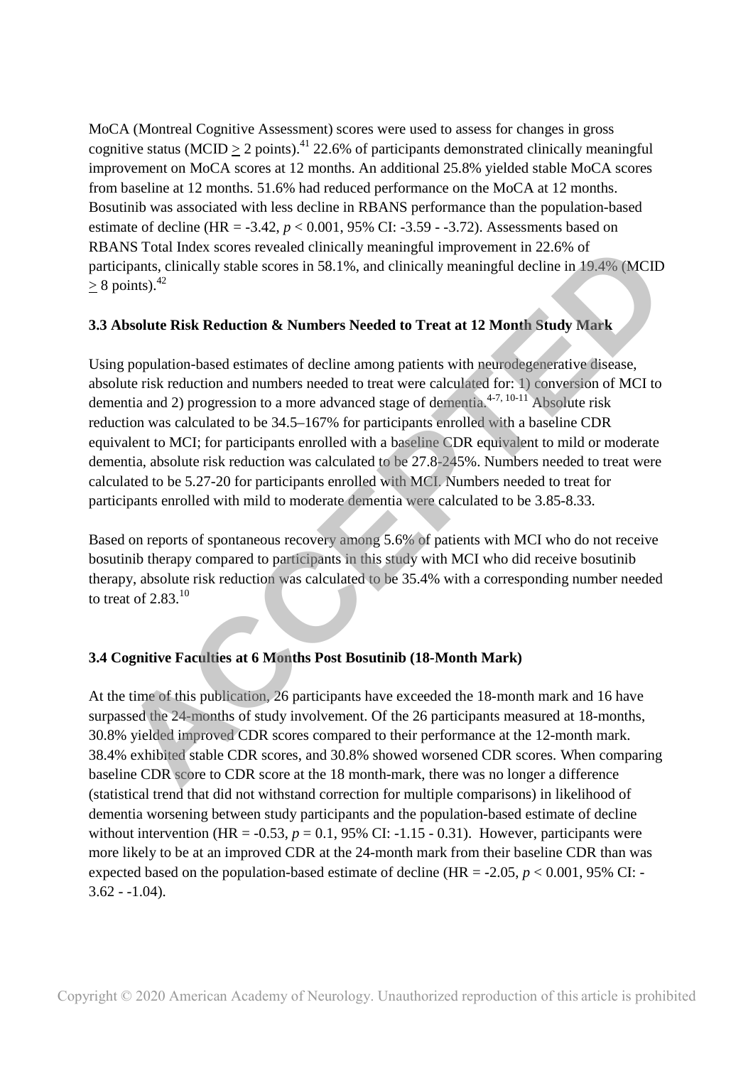MoCA (Montreal Cognitive Assessment) scores were used to assess for changes in gross cognitive status (MCID $\geq$ 2 points).[41] 22.6% of participants demonstrated clinically meaningful improvement on MoCA scores at 12 months. An additional 25.8% yielded stable MoCA scores from baseline at 12 months. 51.6% had reduced performance on the MoCA at 12 months. Bosutinib was associated with less decline in RBANS performance than the population-based estimate of decline (HR = -3.42, $p < 0.001$, 95% CI: -3.59 - -3.72). Assessments based on RBANS Total Index scores revealed clinically meaningful improvement in 22.6% of participants, clinically stable scores in 58.1%, and clinically meaningful decline in 19.4% (MCID $\geq$ 8 points).[42]

### 3.3 Absolute Risk Reduction & Numbers Needed to Treat at 12 Month Study Mark

Using population-based estimates of decline among patients with neurodegenerative disease, absolute risk reduction and numbers needed to treat were calculated for: 1) conversion of MCI to dementia and 2) progression to a more advanced stage of dementia.[4-7, 10-11] Absolute risk reduction was calculated to be 34.5–167% for participants enrolled with a baseline CDR equivalent to MCI; for participants enrolled with a baseline CDR equivalent to mild or moderate dementia, absolute risk reduction was calculated to be 27.8-245%. Numbers needed to treat were calculated to be 5.27-20 for participants enrolled with MCI. Numbers needed to treat for participants enrolled with mild to moderate dementia were calculated to be 3.85-8.33.

Based on reports of spontaneous recovery among 5.6% of patients with MCI who do not receive bosutinib therapy compared to participants in this study with MCI who did receive bosutinib therapy, absolute risk reduction was calculated to be 35.4% with a corresponding number needed to treat of 2.83.[10]

### 3.4 Cognitive Faculties at 6 Months Post Bosutinib (18-Month Mark)

At the time of this publication, 26 participants have exceeded the 18-month mark and 16 have surpassed the 24-months of study involvement. Of the 26 participants measured at 18-months, 30.8% yielded improved CDR scores compared to their performance at the 12-month mark. 38.4% exhibited stable CDR scores, and 30.8% showed worsened CDR scores. When comparing baseline CDR score to CDR score at the 18 month-mark, there was no longer a difference (statistical trend that did not withstand correction for multiple comparisons) in likelihood of dementia worsening between study participants and the population-based estimate of decline without intervention (HR = -0.53, $p = 0.1$, 95% CI: -1.15 - 0.31). However, participants were more likely to be at an improved CDR at the 24-month mark from their baseline CDR than was expected based on the population-based estimate of decline (HR = -2.05, $p < 0.001$, 95% CI: -3.62 - -1.04).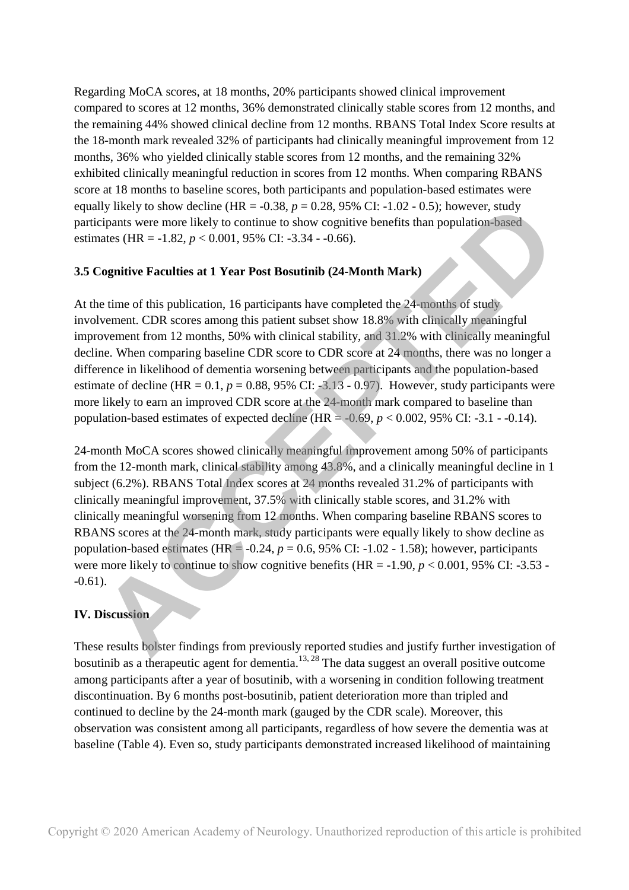Regarding MoCA scores, at 18 months, 20% participants showed clinical improvement compared to scores at 12 months, 36% demonstrated clinically stable scores from 12 months, and the remaining 44% showed clinical decline from 12 months. RBANS Total Index Score results at the 18-month mark revealed 32% of participants had clinically meaningful improvement from 12 months, 36% who yielded clinically stable scores from 12 months, and the remaining 32% exhibited clinically meaningful reduction in scores from 12 months. When comparing RBANS score at 18 months to baseline scores, both participants and population-based estimates were equally likely to show decline (HR = -0.38, $p = 0.28$, 95% CI: -1.02 - 0.5); however, study participants were more likely to continue to show cognitive benefits than population-based estimates (HR = -1.82, $p < 0.001$, 95% CI: -3.34 - -0.66).

### 3.5 Cognitive Faculties at 1 Year Post Bosutinib (24-Month Mark)

At the time of this publication, 16 participants have completed the 24-months of study involvement. CDR scores among this patient subset show 18.8% with clinically meaningful improvement from 12 months, 50% with clinical stability, and 31.2% with clinically meaningful decline. When comparing baseline CDR score to CDR score at 24 months, there was no longer a difference in likelihood of dementia worsening between participants and the population-based estimate of decline (HR = 0.1, $p = 0.88$, 95% CI: -3.13 - 0.97). However, study participants were more likely to earn an improved CDR score at the 24-month mark compared to baseline than population-based estimates of expected decline (HR = -0.69, $p < 0.002$, 95% CI: -3.1 - -0.14).

24-month MoCA scores showed clinically meaningful improvement among 50% of participants from the 12-month mark, clinical stability among 43.8%, and a clinically meaningful decline in 1 subject (6.2%). RBANS Total Index scores at 24 months revealed 31.2% of participants with clinically meaningful improvement, 37.5% with clinically stable scores, and 31.2% with clinically meaningful worsening from 12 months. When comparing baseline RBANS scores to RBANS scores at the 24-month mark, study participants were equally likely to show decline as population-based estimates (HR = -0.24, $p = 0.6$, 95% CI: -1.02 - 1.58); however, participants were more likely to continue to show cognitive benefits (HR = -1.90, $p < 0.001$, 95% CI: -3.53 - -0.61).

## IV. Discussion

These results bolster findings from previously reported studies and justify further investigation of bosutinib as a therapeutic agent for dementia.[13, 28] The data suggest an overall positive outcome among participants after a year of bosutinib, with a worsening in condition following treatment discontinuation. By 6 months post-bosutinib, patient deterioration more than tripled and continued to decline by the 24-month mark (gauged by the CDR scale). Moreover, this observation was consistent among all participants, regardless of how severe the dementia was at baseline (Table 4). Even so, study participants demonstrated increased likelihood of maintaining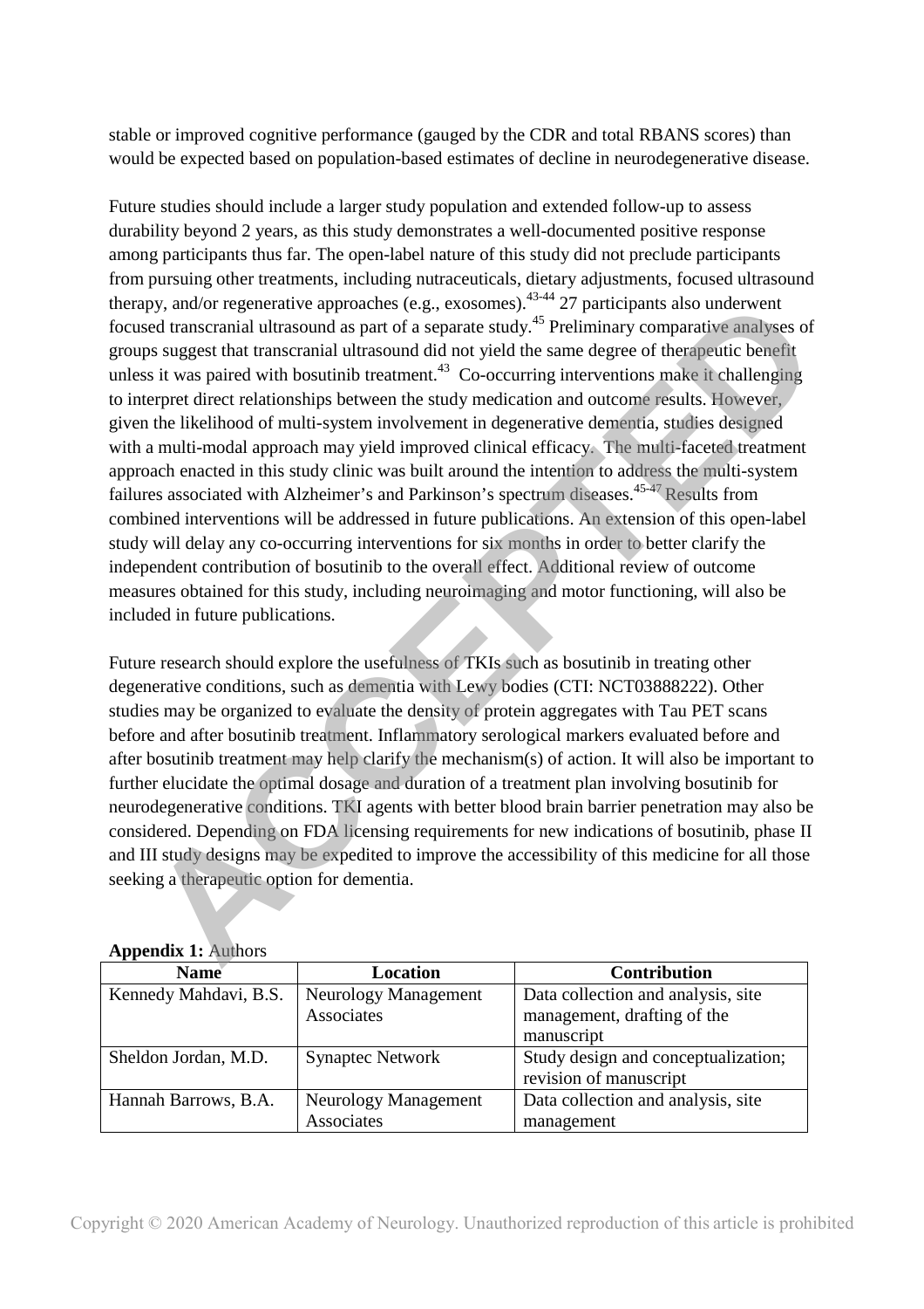stable or improved cognitive performance (gauged by the CDR and total RBANS scores) than would be expected based on population-based estimates of decline in neurodegenerative disease.

Future studies should include a larger study population and extended follow-up to assess durability beyond 2 years, as this study demonstrates a well-documented positive response among participants thus far. The open-label nature of this study did not preclude participants from pursuing other treatments, including nutraceuticals, dietary adjustments, focused ultrasound therapy, and/or regenerative approaches (e.g., exosomes).[43-44] 27 participants also underwent focused transcranial ultrasound as part of a separate study.[45] Preliminary comparative analyses of groups suggest that transcranial ultrasound did not yield the same degree of therapeutic benefit unless it was paired with bosutinib treatment.[43] Co-occurring interventions make it challenging to interpret direct relationships between the study medication and outcome results. However, given the likelihood of multi-system involvement in degenerative dementia, studies designed with a multi-modal approach may yield improved clinical efficacy. The multi-faceted treatment approach enacted in this study clinic was built around the intention to address the multi-system failures associated with Alzheimer's and Parkinson's spectrum diseases.[45-47] Results from combined interventions will be addressed in future publications. An extension of this open-label study will delay any co-occurring interventions for six months in order to better clarify the independent contribution of bosutinib to the overall effect. Additional review of outcome measures obtained for this study, including neuroimaging and motor functioning, will also be included in future publications.

Future research should explore the usefulness of TKIs such as bosutinib in treating other degenerative conditions, such as dementia with Lewy bodies (CTI: NCT03888222). Other studies may be organized to evaluate the density of protein aggregates with Tau PET scans before and after bosutinib treatment. Inflammatory serological markers evaluated before and after bosutinib treatment may help clarify the mechanism(s) of action. It will also be important to further elucidate the optimal dosage and duration of a treatment plan involving bosutinib for neurodegenerative conditions. TKI agents with better blood brain barrier penetration may also be considered. Depending on FDA licensing requirements for new indications of bosutinib, phase II and III study designs may be expedited to improve the accessibility of this medicine for all those seeking a therapeutic option for dementia.

**Appendix 1:** Authors

| Name | Location | Contribution |
|---|---|---|
| Kennedy Mahdavi, B.S. | Neurology Management Associates | Data collection and analysis, site management, drafting of the manuscript |
| Sheldon Jordan, M.D. | Synaptec Network | Study design and conceptualization; revision of manuscript |
| Hannah Barrows, B.A. | Neurology Management Associates | Data collection and analysis, site management |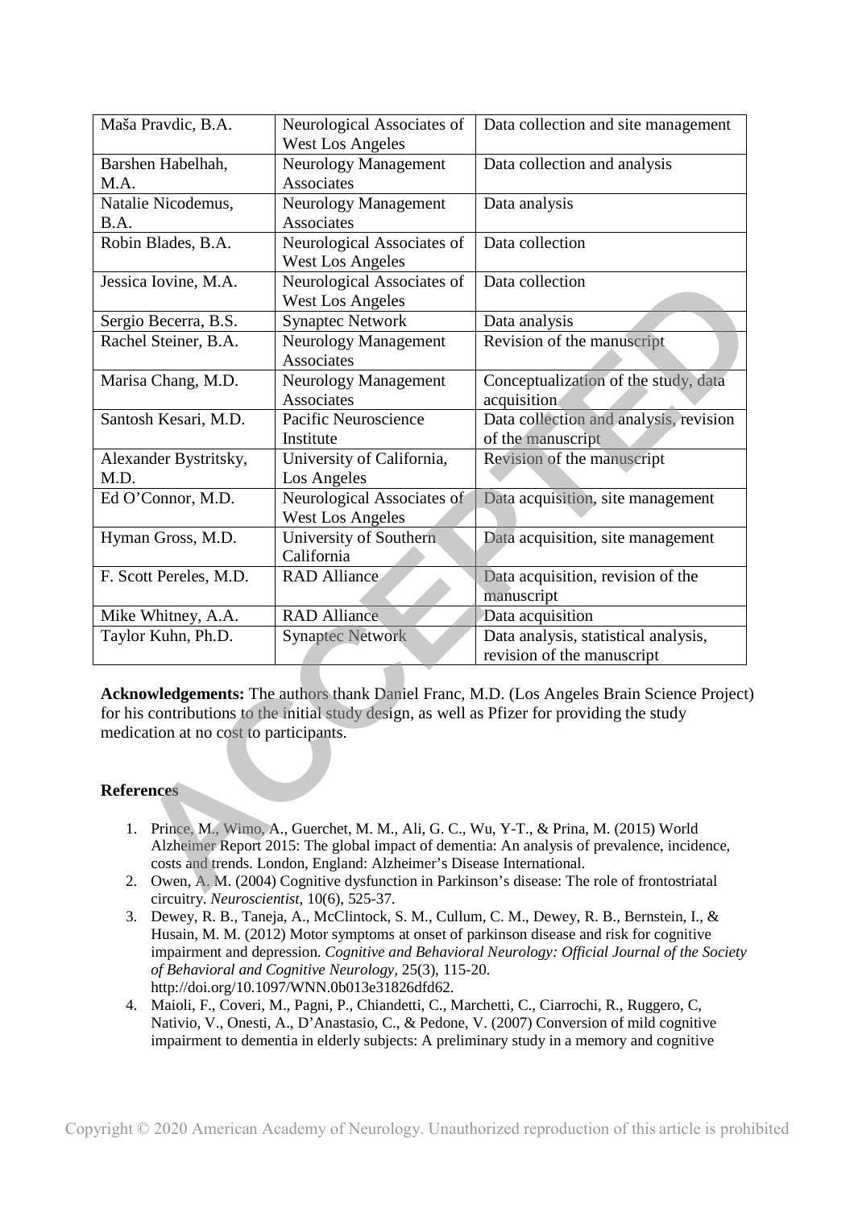| Maša Pravdic, B.A. | Neurological Associates of West Los Angeles | Data collection and site management |
|---|---|---|
| Barshen Habelhah, M.A. | Neurology Management Associates | Data collection and analysis |
| Natalie Nicodemus, B.A. | Neurology Management Associates | Data analysis |
| Robin Blades, B.A. | Neurological Associates of West Los Angeles | Data collection |
| Jessica Iovine, M.A. | Neurological Associates of West Los Angeles | Data collection |
| Sergio Becerra, B.S. | Synaptec Network | Data analysis |
| Rachel Steiner, B.A. | Neurology Management Associates | Revision of the manuscript |
| Marisa Chang, M.D. | Neurology Management Associates | Conceptualization of the study, data acquisition |
| Santosh Kesari, M.D. | Pacific Neuroscience Institute | Data collection and analysis, revision of the manuscript |
| Alexander Bystritsky, M.D. | University of California, Los Angeles | Revision of the manuscript |
| Ed O'Connor, M.D. | Neurological Associates of West Los Angeles | Data acquisition, site management |
| Hyman Gross, M.D. | University of Southern California | Data acquisition, site management |
| F. Scott Pereles, M.D. | RAD Alliance | Data acquisition, revision of the manuscript |
| Mike Whitney, A.A. | RAD Alliance | Data acquisition |
| Taylor Kuhn, Ph.D. | Synaptec Network | Data analysis, statistical analysis, revision of the manuscript |

**Acknowledgements:** The authors thank Daniel Franc, M.D. (Los Angeles Brain Science Project) for his contributions to the initial study design, as well as Pfizer for providing the study medication at no cost to participants.

**References**

1. Prince, M., Wimo, A., Guerchet, M. M., Ali, G. C., Wu, Y-T., & Prina, M. (2015) World Alzheimer Report 2015: The global impact of dementia: An analysis of prevalence, incidence, costs and trends. London, England: Alzheimer's Disease International.
2. Owen, A. M. (2004) Cognitive dysfunction in Parkinson's disease: The role of frontostriatal circuitry. *Neuroscientist*, 10(6), 525-37.
3. Dewey, R. B., Taneja, A., McClintock, S. M., Cullum, C. M., Dewey, R. B., Bernstein, I., & Husain, M. M. (2012) Motor symptoms at onset of parkinson disease and risk for cognitive impairment and depression. *Cognitive and Behavioral Neurology: Official Journal of the Society of Behavioral and Cognitive Neurology*, 25(3), 115-20. http://doi.org/10.1097/WNN.0b013e31826dfd62.
4. Maioli, F., Coveri, M., Pagni, P., Chiandetti, C., Marchetti, C., Ciarrochi, R., Ruggero, C, Nativio, V., Onesti, A., D'Anastasio, C., & Pedone, V. (2007) Conversion of mild cognitive impairment to dementia in elderly subjects: A preliminary study in a memory and cognitive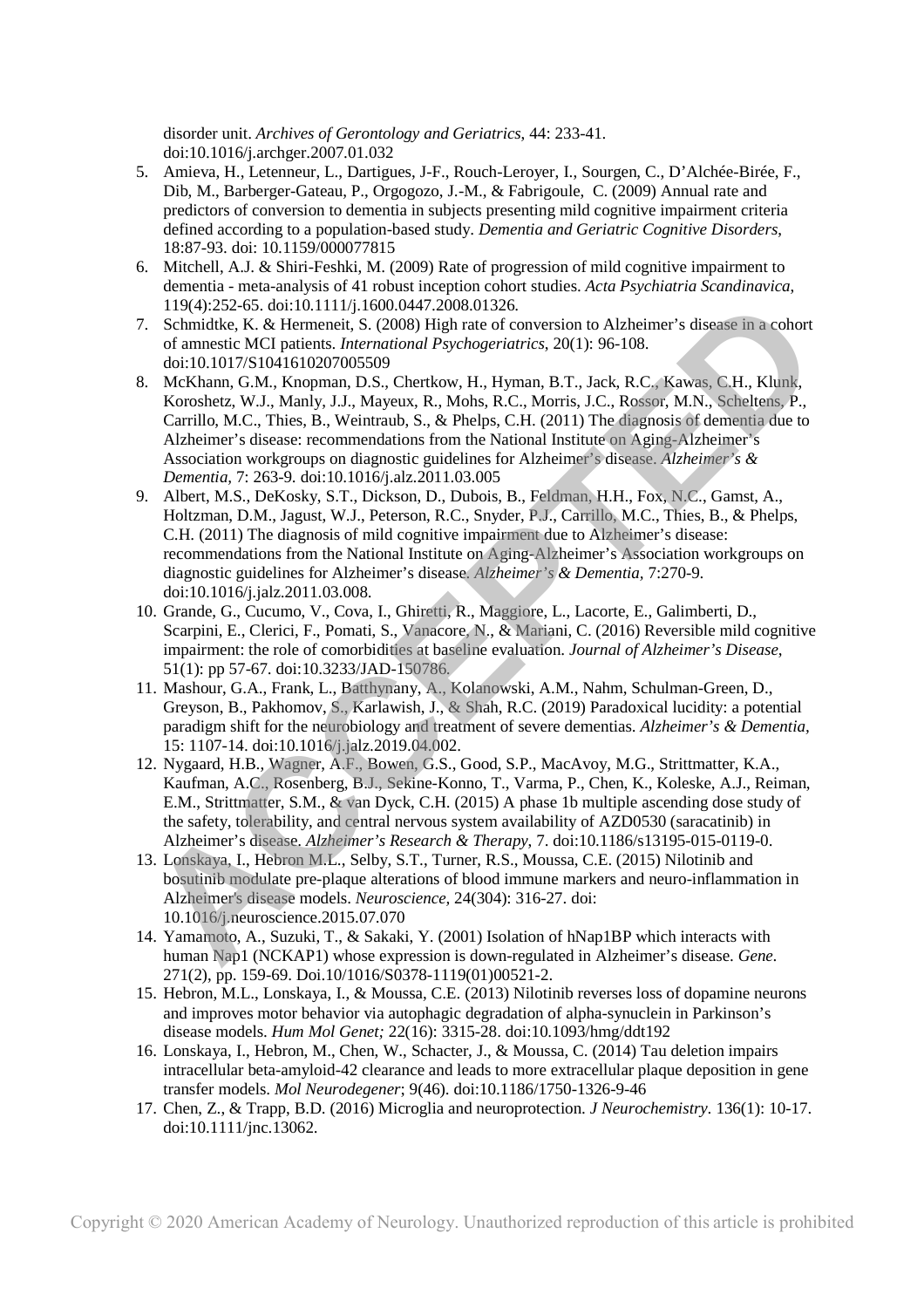disorder unit. *Archives of Gerontology and Geriatrics*, 44: 233-41. doi:10.1016/j.archger.2007.01.032

5. Amieva, H., Letenneur, L., Dartigues, J-F., Rouch-Leroyer, I., Sourgen, C., D'Alchée-Birée, F., Dib, M., Barberger-Gateau, P., Orgogozo, J.-M., & Fabrigoule, C. (2009) Annual rate and predictors of conversion to dementia in subjects presenting mild cognitive impairment criteria defined according to a population-based study. *Dementia and Geriatric Cognitive Disorders*, 18:87-93. doi: 10.1159/000077815
6. Mitchell, A.J. & Shiri-Feshki, M. (2009) Rate of progression of mild cognitive impairment to dementia - meta-analysis of 41 robust inception cohort studies. *Acta Psychiatria Scandinavica*, 119(4):252-65. doi:10.1111/j.1600.0447.2008.01326.
7. Schmidtke, K. & Hermeneit, S. (2008) High rate of conversion to Alzheimer's disease in a cohort of amnestic MCI patients. *International Psychogeriatrics*, 20(1): 96-108. doi:10.1017/S1041610207005509
8. McKhann, G.M., Knopman, D.S., Chertkow, H., Hyman, B.T., Jack, R.C., Kawas, C.H., Klunk, Koroshetz, W.J., Manly, J.J., Mayeux, R., Mohs, R.C., Morris, J.C., Rossor, M.N., Scheltens, P., Carrillo, M.C., Thies, B., Weintraub, S., & Phelps, C.H. (2011) The diagnosis of dementia due to Alzheimer's disease: recommendations from the National Institute on Aging-Alzheimer's Association workgroups on diagnostic guidelines for Alzheimer's disease. *Alzheimer's & Dementia,* 7: 263-9. doi:10.1016/j.alz.2011.03.005
9. Albert, M.S., DeKosky, S.T., Dickson, D., Dubois, B., Feldman, H.H., Fox, N.C., Gamst, A., Holtzman, D.M., Jagust, W.J., Peterson, R.C., Snyder, P.J., Carrillo, M.C., Thies, B., & Phelps, C.H. (2011) The diagnosis of mild cognitive impairment due to Alzheimer's disease: recommendations from the National Institute on Aging-Alzheimer's Association workgroups on diagnostic guidelines for Alzheimer's disease. *Alzheimer's & Dementia*, 7:270-9. doi:10.1016/j.jalz.2011.03.008.
10. Grande, G., Cucumo, V., Cova, I., Ghiretti, R., Maggiore, L., Lacorte, E., Galimberti, D., Scarpini, E., Clerici, F., Pomati, S., Vanacore, N., & Mariani, C. (2016) Reversible mild cognitive impairment: the role of comorbidities at baseline evaluation. *Journal of Alzheimer's Disease*, 51(1): pp 57-67. doi:10.3233/JAD-150786.
11. Mashour, G.A., Frank, L., Batthynany, A., Kolanowski, A.M., Nahm, Schulman-Green, D., Greyson, B., Pakhomov, S., Karlawish, J., & Shah, R.C. (2019) Paradoxical lucidity: a potential paradigm shift for the neurobiology and treatment of severe dementias. *Alzheimer's & Dementia*, 15: 1107-14. doi:10.1016/j.jalz.2019.04.002.
12. Nygaard, H.B., Wagner, A.F., Bowen, G.S., Good, S.P., MacAvoy, M.G., Strittmatter, K.A., Kaufman, A.C., Rosenberg, B.J., Sekine-Konno, T., Varma, P., Chen, K., Koleske, A.J., Reiman, E.M., Strittmatter, S.M., & van Dyck, C.H. (2015) A phase 1b multiple ascending dose study of the safety, tolerability, and central nervous system availability of AZD0530 (saracatinib) in Alzheimer's disease. *Alzheimer's Research & Therapy*, 7. doi:10.1186/s13195-015-0119-0.
13. Lonskaya, I., Hebron M.L., Selby, S.T., Turner, R.S., Moussa, C.E. (2015) Nilotinib and bosutinib modulate pre-plaque alterations of blood immune markers and neuro-inflammation in Alzheimer's disease models. *Neuroscience,* 24(304): 316-27. doi: 10.1016/j.neuroscience.2015.07.070
14. Yamamoto, A., Suzuki, T., & Sakaki, Y. (2001) Isolation of hNap1BP which interacts with human Nap1 (NCKAP1) whose expression is down-regulated in Alzheimer's disease. *Gene.* 271(2), pp. 159-69. Doi.10/1016/S0378-1119(01)00521-2.
15. Hebron, M.L., Lonskaya, I., & Moussa, C.E. (2013) Nilotinib reverses loss of dopamine neurons and improves motor behavior via autophagic degradation of alpha-synuclein in Parkinson's disease models. *Hum Mol Genet;* 22(16): 3315-28. doi:10.1093/hmg/ddt192
16. Lonskaya, I., Hebron, M., Chen, W., Schacter, J., & Moussa, C. (2014) Tau deletion impairs intracellular beta-amyloid-42 clearance and leads to more extracellular plaque deposition in gene transfer models. *Mol Neurodegener*; 9(46). doi:10.1186/1750-1326-9-46
17. Chen, Z., & Trapp, B.D. (2016) Microglia and neuroprotection. *J Neurochemistry*. 136(1): 10-17. doi:10.1111/jnc.13062.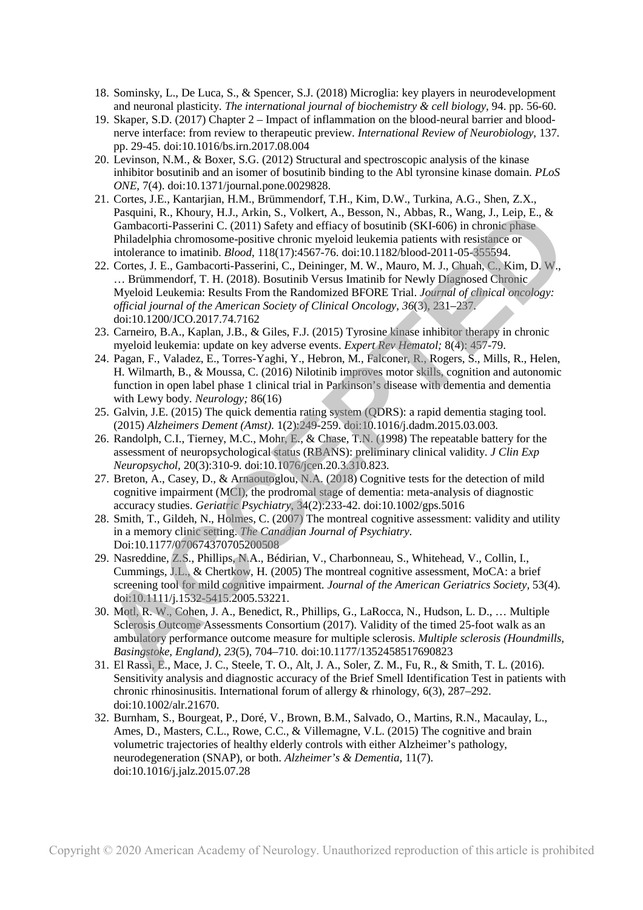18. Sominsky, L., De Luca, S., & Spencer, S.J. (2018) Microglia: key players in neurodevelopment and neuronal plasticity. *The international journal of biochemistry & cell biology,* 94. pp. 56-60.
19. Skaper, S.D. (2017) Chapter 2 – Impact of inflammation on the blood-neural barrier and blood-nerve interface: from review to therapeutic preview. *International Review of Neurobiology*, 137. pp. 29-45. doi:10.1016/bs.irn.2017.08.004
20. Levinson, N.M., & Boxer, S.G. (2012) Structural and spectroscopic analysis of the kinase inhibitor bosutinib and an isomer of bosutinib binding to the Abl tyronsine kinase domain. *PLoS ONE,* 7(4). doi:10.1371/journal.pone.0029828.
21. Cortes, J.E., Kantarjian, H.M., Brümmendorf, T.H., Kim, D.W., Turkina, A.G., Shen, Z.X., Pasquini, R., Khoury, H.J., Arkin, S., Volkert, A., Besson, N., Abbas, R., Wang, J., Leip, E., & Gambacorti-Passerini C. (2011) Safety and effiacy of bosutinib (SKI-606) in chronic phase Philadelphia chromosome-positive chronic myeloid leukemia patients with resistance or intolerance to imatinib. *Blood*, 118(17):4567-76. doi:10.1182/blood-2011-05-355594.
22. Cortes, J. E., Gambacorti-Passerini, C., Deininger, M. W., Mauro, M. J., Chuah, C., Kim, D. W., … Brümmendorf, T. H. (2018). Bosutinib Versus Imatinib for Newly Diagnosed Chronic Myeloid Leukemia: Results From the Randomized BFORE Trial. *Journal of clinical oncology: official journal of the American Society of Clinical Oncology*, *36*(3), 231–237. doi:10.1200/JCO.2017.74.7162
23. Carneiro, B.A., Kaplan, J.B., & Giles, F.J. (2015) Tyrosine kinase inhibitor therapy in chronic myeloid leukemia: update on key adverse events. *Expert Rev Hematol;* 8(4): 457-79.
24. Pagan, F., Valadez, E., Torres-Yaghi, Y., Hebron, M., Falconer, R., Rogers, S., Mills, R., Helen, H. Wilmarth, B., & Moussa, C. (2016) Nilotinib improves motor skills, cognition and autonomic function in open label phase 1 clinical trial in Parkinson's disease with dementia and dementia with Lewy body. *Neurology;* 86(16)
25. Galvin, J.E. (2015) The quick dementia rating system (QDRS): a rapid dementia staging tool. (2015) *Alzheimers Dement (Amst).* 1(2):249-259. doi:10.1016/j.dadm.2015.03.003.
26. Randolph, C.I., Tierney, M.C., Mohr, E., & Chase, T.N. (1998) The repeatable battery for the assessment of neuropsychological status (RBANS): preliminary clinical validity. *J Clin Exp Neuropsychol,* 20(3):310-9. doi:10.1076/jcen.20.3.310.823.
27. Breton, A., Casey, D., & Arnaoutoglou, N.A. (2018) Cognitive tests for the detection of mild cognitive impairment (MCI), the prodromal stage of dementia: meta-analysis of diagnostic accuracy studies. *Geriatric Psychiatry,* 34(2):233-42. doi:10.1002/gps.5016
28. Smith, T., Gildeh, N., Holmes, C. (2007) The montreal cognitive assessment: validity and utility in a memory clinic setting. *The Canadian Journal of Psychiatry*. Doi:10.1177/070674370705200508
29. Nasreddine, Z.S., Phillips, N.A., Bédirian, V., Charbonneau, S., Whitehead, V., Collin, I., Cummings, J.L., & Chertkow, H. (2005) The montreal cognitive assessment, MoCA: a brief screening tool for mild cognitive impairment. *Journal of the American Geriatrics Society,* 53(4). doi:10.1111/j.1532-5415.2005.53221.
30. Motl, R. W., Cohen, J. A., Benedict, R., Phillips, G., LaRocca, N., Hudson, L. D., … Multiple Sclerosis Outcome Assessments Consortium (2017). Validity of the timed 25-foot walk as an ambulatory performance outcome measure for multiple sclerosis. *Multiple sclerosis (Houndmills, Basingstoke, England)*, *23*(5), 704–710. doi:10.1177/1352458517690823
31. El Rassi, E., Mace, J. C., Steele, T. O., Alt, J. A., Soler, Z. M., Fu, R., & Smith, T. L. (2016). Sensitivity analysis and diagnostic accuracy of the Brief Smell Identification Test in patients with chronic rhinosinusitis. International forum of allergy & rhinology, 6(3), 287–292. doi:10.1002/alr.21670.
32. Burnham, S., Bourgeat, P., Doré, V., Brown, B.M., Salvado, O., Martins, R.N., Macaulay, L., Ames, D., Masters, C.L., Rowe, C.C., & Villemagne, V.L. (2015) The cognitive and brain volumetric trajectories of healthy elderly controls with either Alzheimer's pathology, neurodegeneration (SNAP), or both. *Alzheimer's & Dementia,* 11(7). doi:10.1016/j.jalz.2015.07.28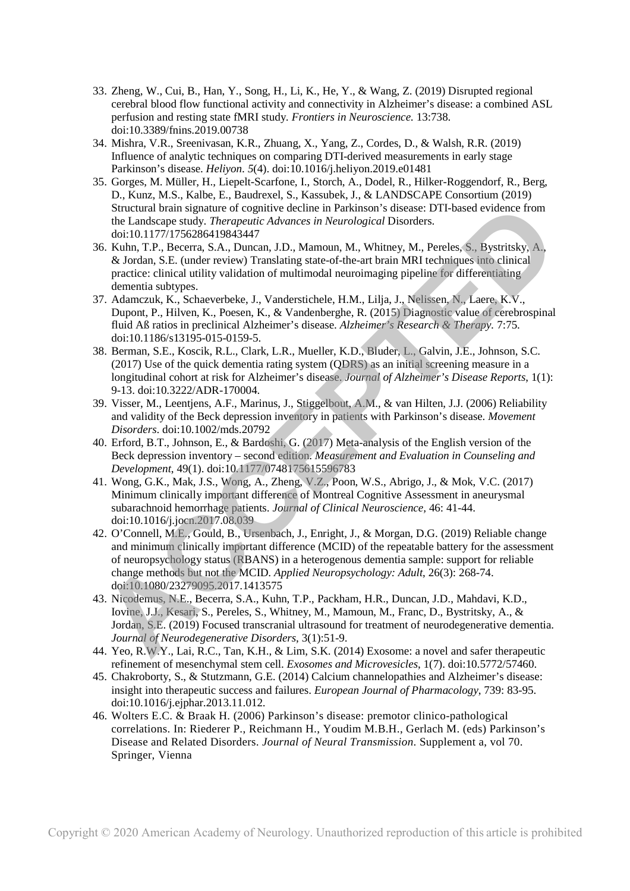33. Zheng, W., Cui, B., Han, Y., Song, H., Li, K., He, Y., & Wang, Z. (2019) Disrupted regional cerebral blood flow functional activity and connectivity in Alzheimer's disease: a combined ASL perfusion and resting state fMRI study. *Frontiers in Neuroscience.* 13:738. doi:10.3389/fnins.2019.00738
34. Mishra, V.R., Sreenivasan, K.R., Zhuang, X., Yang, Z., Cordes, D., & Walsh, R.R. (2019) Influence of analytic techniques on comparing DTI-derived measurements in early stage Parkinson's disease. *Heliyon. 5*(4). doi:10.1016/j.heliyon.2019.e01481
35. Gorges, M. Müller, H., Liepelt-Scarfone, I., Storch, A., Dodel, R., Hilker-Roggendorf, R., Berg, D., Kunz, M.S., Kalbe, E., Baudrexel, S., Kassubek, J., & LANDSCAPE Consortium (2019) Structural brain signature of cognitive decline in Parkinson's disease: DTI-based evidence from the Landscape study. *Therapeutic Advances in Neurological* Disorders. doi:10.1177/1756286419843447
36. Kuhn, T.P., Becerra, S.A., Duncan, J.D., Mamoun, M., Whitney, M., Pereles, S., Bystritsky, A., & Jordan, S.E. (under review) Translating state-of-the-art brain MRI techniques into clinical practice: clinical utility validation of multimodal neuroimaging pipeline for differentiating dementia subtypes.
37. Adamczuk, K., Schaeverbeke, J., Vanderstichele, H.M., Lilja, J., Nelissen, N., Laere, K.V., Dupont, P., Hilven, K., Poesen, K., & Vandenberghe, R. (2015) Diagnostic value of cerebrospinal fluid Aß ratios in preclinical Alzheimer's disease. *Alzheimer's Research & Therapy.* 7:75. doi:10.1186/s13195-015-0159-5.
38. Berman, S.E., Koscik, R.L., Clark, L.R., Mueller, K.D., Bluder, L., Galvin, J.E., Johnson, S.C. (2017) Use of the quick dementia rating system (QDRS) as an initial screening measure in a longitudinal cohort at risk for Alzheimer's disease. *Journal of Alzheimer's Disease Reports*, 1(1): 9-13. doi:10.3222/ADR-170004.
39. Visser, M., Leentjens, A.F., Marinus, J., Stiggelbout, A.M., & van Hilten, J.J. (2006) Reliability and validity of the Beck depression inventory in patients with Parkinson's disease. *Movement Disorders*. doi:10.1002/mds.20792
40. Erford, B.T., Johnson, E., & Bardoshi, G. (2017) Meta-analysis of the English version of the Beck depression inventory – second edition. *Measurement and Evaluation in Counseling and Development*, 49(1). doi:10.1177/0748175615596783
41. Wong, G.K., Mak, J.S., Wong, A., Zheng, V.Z., Poon, W.S., Abrigo, J., & Mok, V.C. (2017) Minimum clinically important difference of Montreal Cognitive Assessment in aneurysmal subarachnoid hemorrhage patients. *Journal of Clinical Neuroscience*, 46: 41-44. doi:10.1016/j.jocn.2017.08.039
42. O'Connell, M.E., Gould, B., Ursenbach, J., Enright, J., & Morgan, D.G. (2019) Reliable change and minimum clinically important difference (MCID) of the repeatable battery for the assessment of neuropsychology status (RBANS) in a heterogenous dementia sample: support for reliable change methods but not the MCID. *Applied Neuropsychology: Adult*, 26(3): 268-74. doi:10.1080/23279095.2017.1413575
43. Nicodemus, N.E., Becerra, S.A., Kuhn, T.P., Packham, H.R., Duncan, J.D., Mahdavi, K.D., Iovine, J.J., Kesari, S., Pereles, S., Whitney, M., Mamoun, M., Franc, D., Bystritsky, A., & Jordan, S.E. (2019) Focused transcranial ultrasound for treatment of neurodegenerative dementia. *Journal of Neurodegenerative Disorders*, 3(1):51-9.
44. Yeo, R.W.Y., Lai, R.C., Tan, K.H., & Lim, S.K. (2014) Exosome: a novel and safer therapeutic refinement of mesenchymal stem cell. *Exosomes and Microvesicles*, 1(7). doi:10.5772/57460.
45. Chakroborty, S., & Stutzmann, G.E. (2014) Calcium channelopathies and Alzheimer's disease: insight into therapeutic success and failures. *European Journal of Pharmacology*, 739: 83-95. doi:10.1016/j.ejphar.2013.11.012.
46. Wolters E.C. & Braak H. (2006) Parkinson's disease: premotor clinico-pathological correlations. In: Riederer P., Reichmann H., Youdim M.B.H., Gerlach M. (eds) Parkinson's Disease and Related Disorders. *Journal of Neural Transmission*. Supplement a, vol 70. Springer, Vienna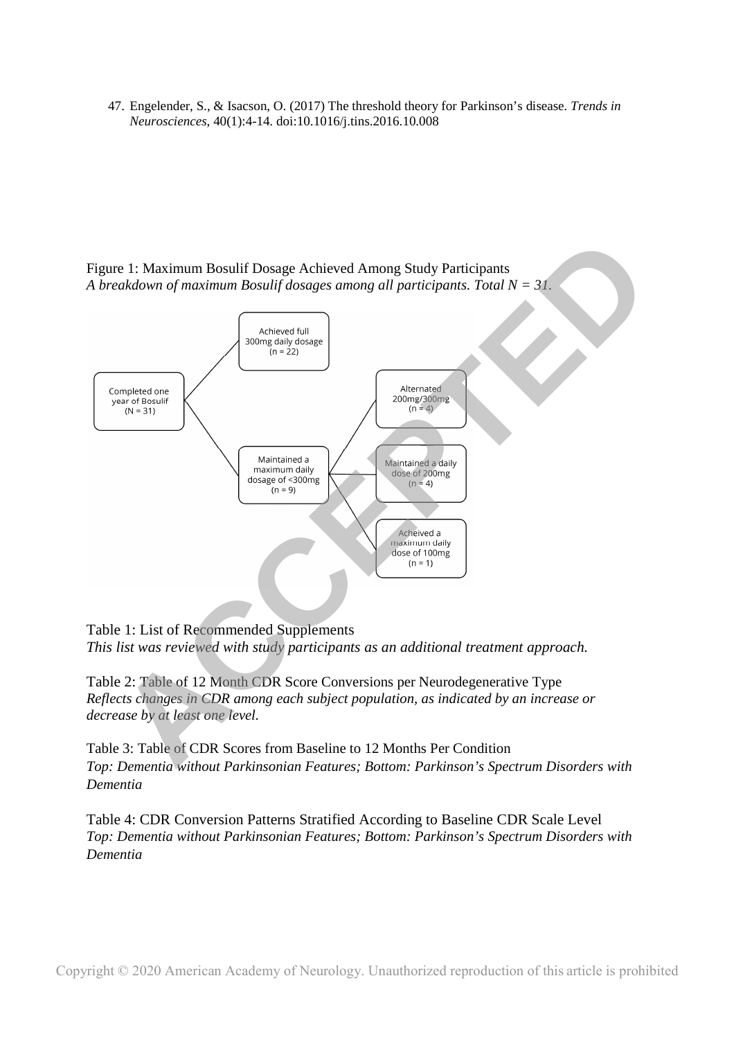47. Engelender, S., & Isacson, O. (2017) The threshold theory for Parkinson's disease. *Trends in Neurosciences*, 40(1):4-14. doi:10.1016/j.tins.2016.10.008

Figure 1: Maximum Bosulif Dosage Achieved Among Study Participants
*A breakdown of maximum Bosulif dosages among all participants. Total N = 31.*

Completed one year of Bosulif (N = 31)

- Achieved full 300mg daily dosage (n = 22)
- Maintained a maximum daily dosage of <300mg (n = 9)
  - Alternated 200mg/300mg (n = 4)
  - Maintained a daily dose of 200mg (n = 4)
  - Acheived a maximum daily dose of 100mg (n = 1)

Table 1: List of Recommended Supplements
*This list was reviewed with study participants as an additional treatment approach.*

Table 2: Table of 12 Month CDR Score Conversions per Neurodegenerative Type
*Reflects changes in CDR among each subject population, as indicated by an increase or decrease by at least one level.*

Table 3: Table of CDR Scores from Baseline to 12 Months Per Condition
*Top: Dementia without Parkinsonian Features; Bottom: Parkinson's Spectrum Disorders with Dementia*

Table 4: CDR Conversion Patterns Stratified According to Baseline CDR Scale Level
*Top: Dementia without Parkinsonian Features; Bottom: Parkinson's Spectrum Disorders with Dementia*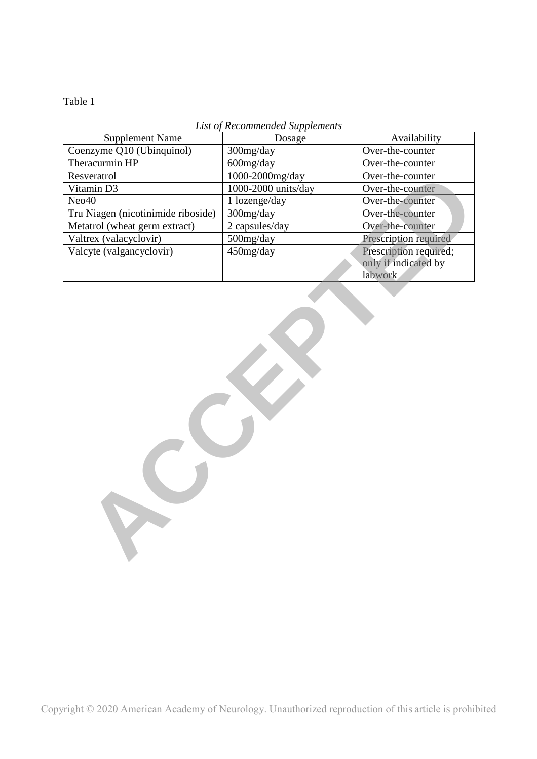Table 1

*List of Recommended Supplements*

| Supplement Name | Dosage | Availability |
|---|---|---|
| Coenzyme Q10 (Ubinquinol) | 300mg/day | Over-the-counter |
| Theracurmin HP | 600mg/day | Over-the-counter |
| Resveratrol | 1000-2000mg/day | Over-the-counter |
| Vitamin D3 | 1000-2000 units/day | Over-the-counter |
| Neo40 | 1 lozenge/day | Over-the-counter |
| Tru Niagen (nicotinimide riboside) | 300mg/day | Over-the-counter |
| Metatrol (wheat germ extract) | 2 capsules/day | Over-the-counter |
| Valtrex (valacyclovir) | 500mg/day | Prescription required |
| Valcyte (valgancyclovir) | 450mg/day | Prescription required; only if indicated by labwork |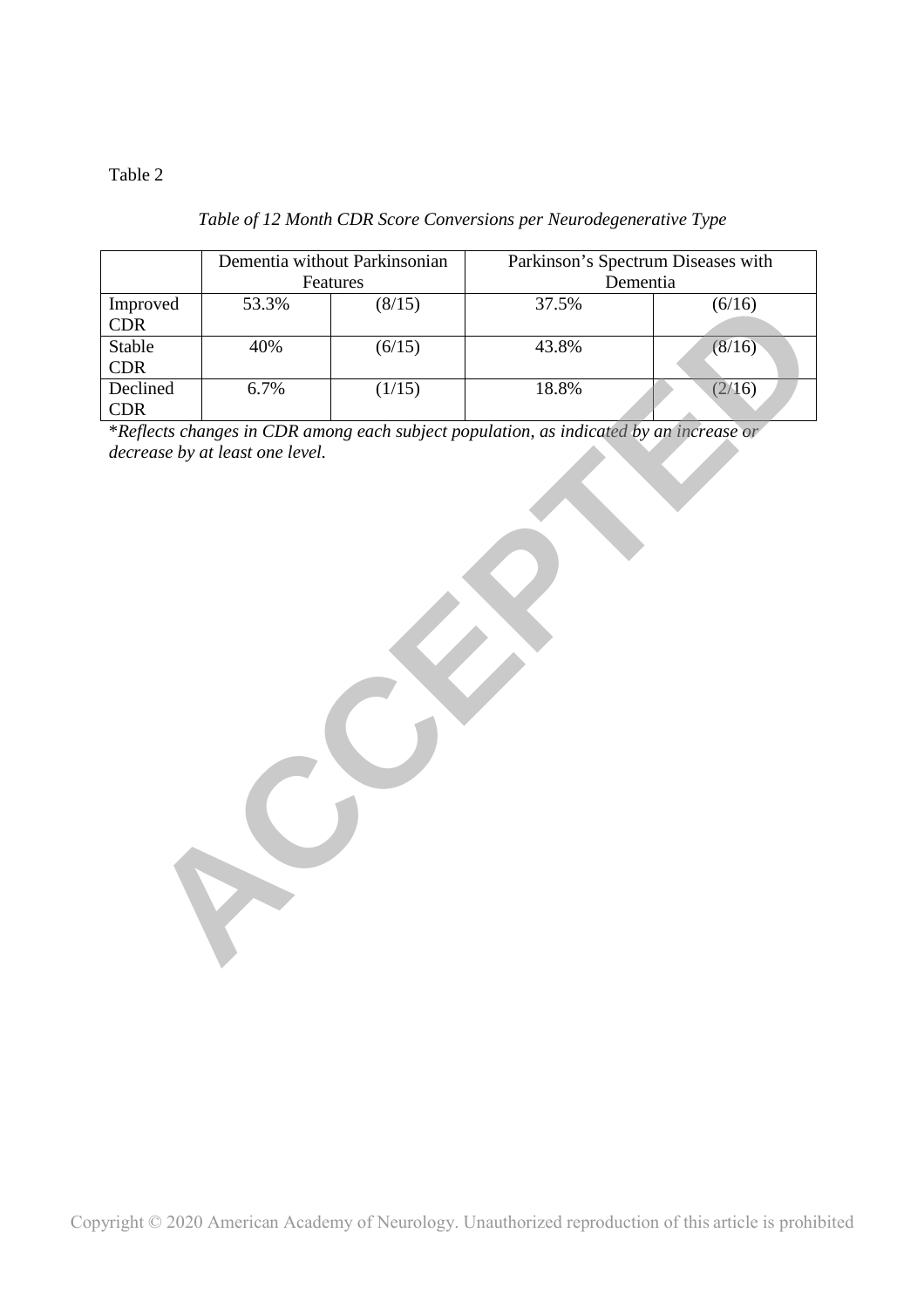Table 2

*Table of 12 Month CDR Score Conversions per Neurodegenerative Type*

| | Dementia without Parkinsonian Features | | Parkinson's Spectrum Diseases with Dementia | |
|---|---|---|---|---|
| Improved CDR | 53.3% | (8/15) | 37.5% | (6/16) |
| Stable CDR | 40% | (6/15) | 43.8% | (8/16) |
| Declined CDR | 6.7% | (1/15) | 18.8% | (2/16) |

*Reflects changes in CDR among each subject population, as indicated by an increase or decrease by at least one level.*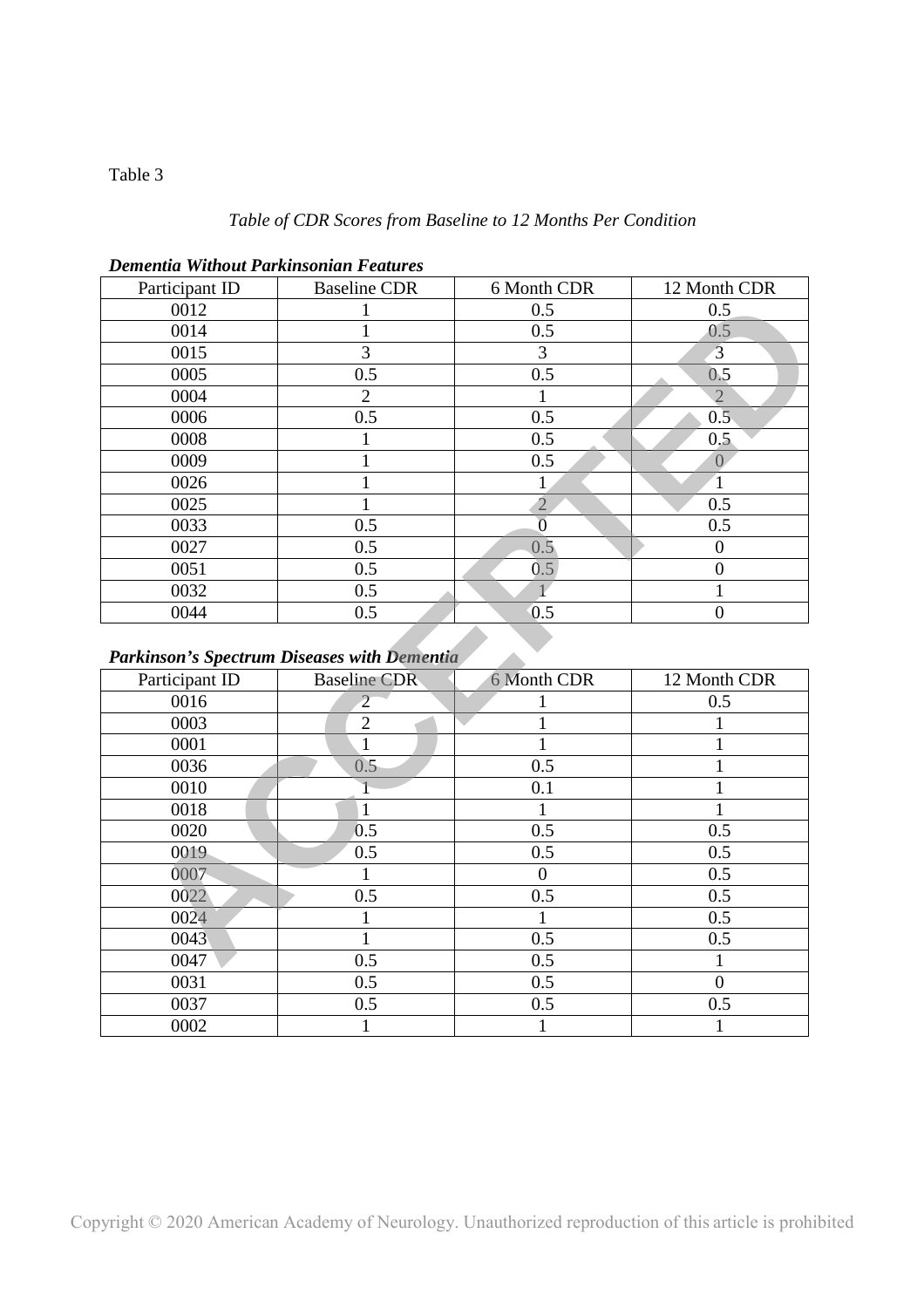Table 3

*Table of CDR Scores from Baseline to 12 Months Per Condition*

***Dementia Without Parkinsonian Features***

| Participant ID | Baseline CDR | 6 Month CDR | 12 Month CDR |
|---|---|---|---|
| 0012 | 1 | 0.5 | 0.5 |
| 0014 | 1 | 0.5 | 0.5 |
| 0015 | 3 | 3 | 3 |
| 0005 | 0.5 | 0.5 | 0.5 |
| 0004 | 2 | 1 | 2 |
| 0006 | 0.5 | 0.5 | 0.5 |
| 0008 | 1 | 0.5 | 0.5 |
| 0009 | 1 | 0.5 | 0 |
| 0026 | 1 | 1 | 1 |
| 0025 | 1 | 2 | 0.5 |
| 0033 | 0.5 | 0 | 0.5 |
| 0027 | 0.5 | 0.5 | 0 |
| 0051 | 0.5 | 0.5 | 0 |
| 0032 | 0.5 | 1 | 1 |
| 0044 | 0.5 | 0.5 | 0 |

***Parkinson's Spectrum Diseases with Dementia***

| Participant ID | Baseline CDR | 6 Month CDR | 12 Month CDR |
|---|---|---|---|
| 0016 | 2 | 1 | 0.5 |
| 0003 | 2 | 1 | 1 |
| 0001 | 1 | 1 | 1 |
| 0036 | 0.5 | 0.5 | 1 |
| 0010 | 1 | 0.1 | 1 |
| 0018 | 1 | 1 | 1 |
| 0020 | 0.5 | 0.5 | 0.5 |
| 0019 | 0.5 | 0.5 | 0.5 |
| 0007 | 1 | 0 | 0.5 |
| 0022 | 0.5 | 0.5 | 0.5 |
| 0024 | 1 | 1 | 0.5 |
| 0043 | 1 | 0.5 | 0.5 |
| 0047 | 0.5 | 0.5 | 1 |
| 0031 | 0.5 | 0.5 | 0 |
| 0037 | 0.5 | 0.5 | 0.5 |
| 0002 | 1 | 1 | 1 |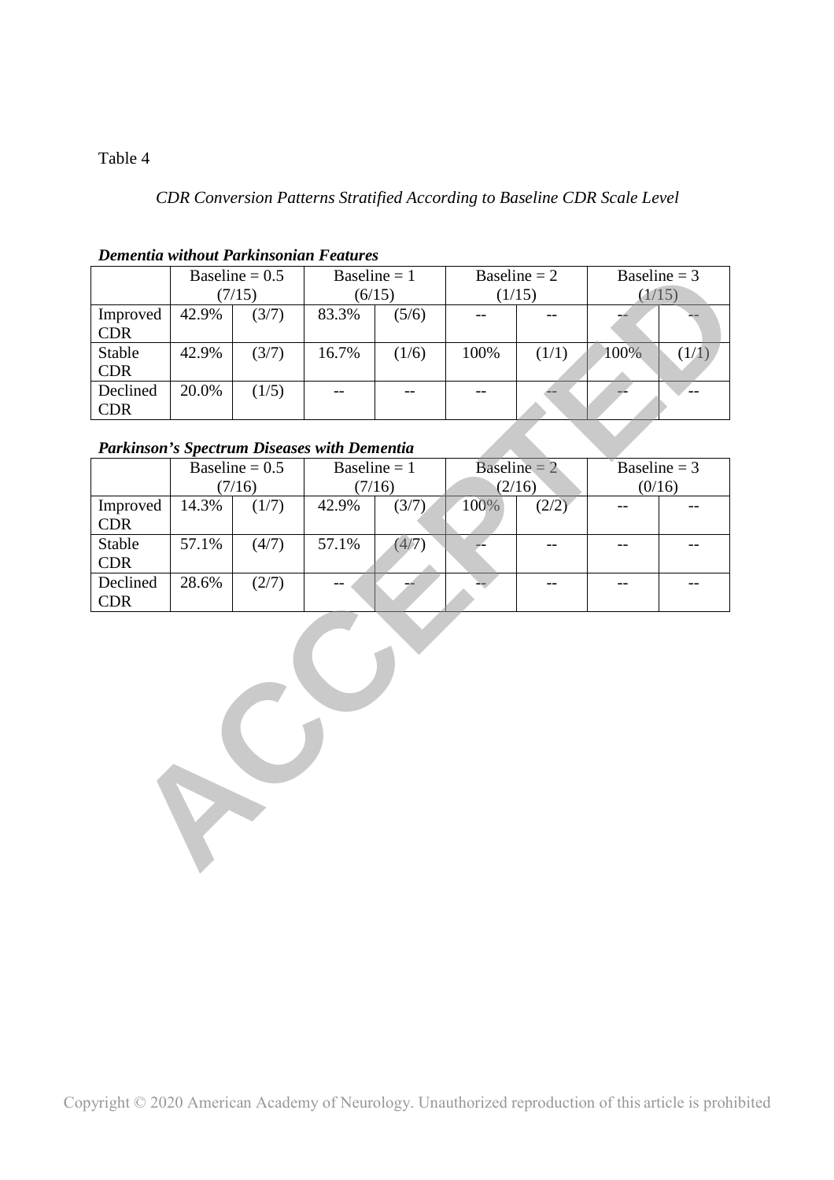Table 4

*CDR Conversion Patterns Stratified According to Baseline CDR Scale Level*

***Dementia without Parkinsonian Features***

| | Baseline = 0.5 (7/15) | | Baseline = 1 (6/15) | | Baseline = 2 (1/15) | | Baseline = 3 (1/15) | |
|---|---|---|---|---|---|---|---|---|
| Improved CDR | 42.9% | (3/7) | 83.3% | (5/6) | -- | -- | -- | -- |
| Stable CDR | 42.9% | (3/7) | 16.7% | (1/6) | 100% | (1/1) | 100% | (1/1) |
| Declined CDR | 20.0% | (1/5) | -- | -- | -- | -- | -- | -- |

***Parkinson's Spectrum Diseases with Dementia***

| | Baseline = 0.5 (7/16) | | Baseline = 1 (7/16) | | Baseline = 2 (2/16) | | Baseline = 3 (0/16) | |
|---|---|---|---|---|---|---|---|---|
| Improved CDR | 14.3% | (1/7) | 42.9% | (3/7) | 100% | (2/2) | -- | -- |
| Stable CDR | 57.1% | (4/7) | 57.1% | (4/7) | -- | -- | -- | -- |
| Declined CDR | 28.6% | (2/7) | -- | -- | -- | -- | -- | -- |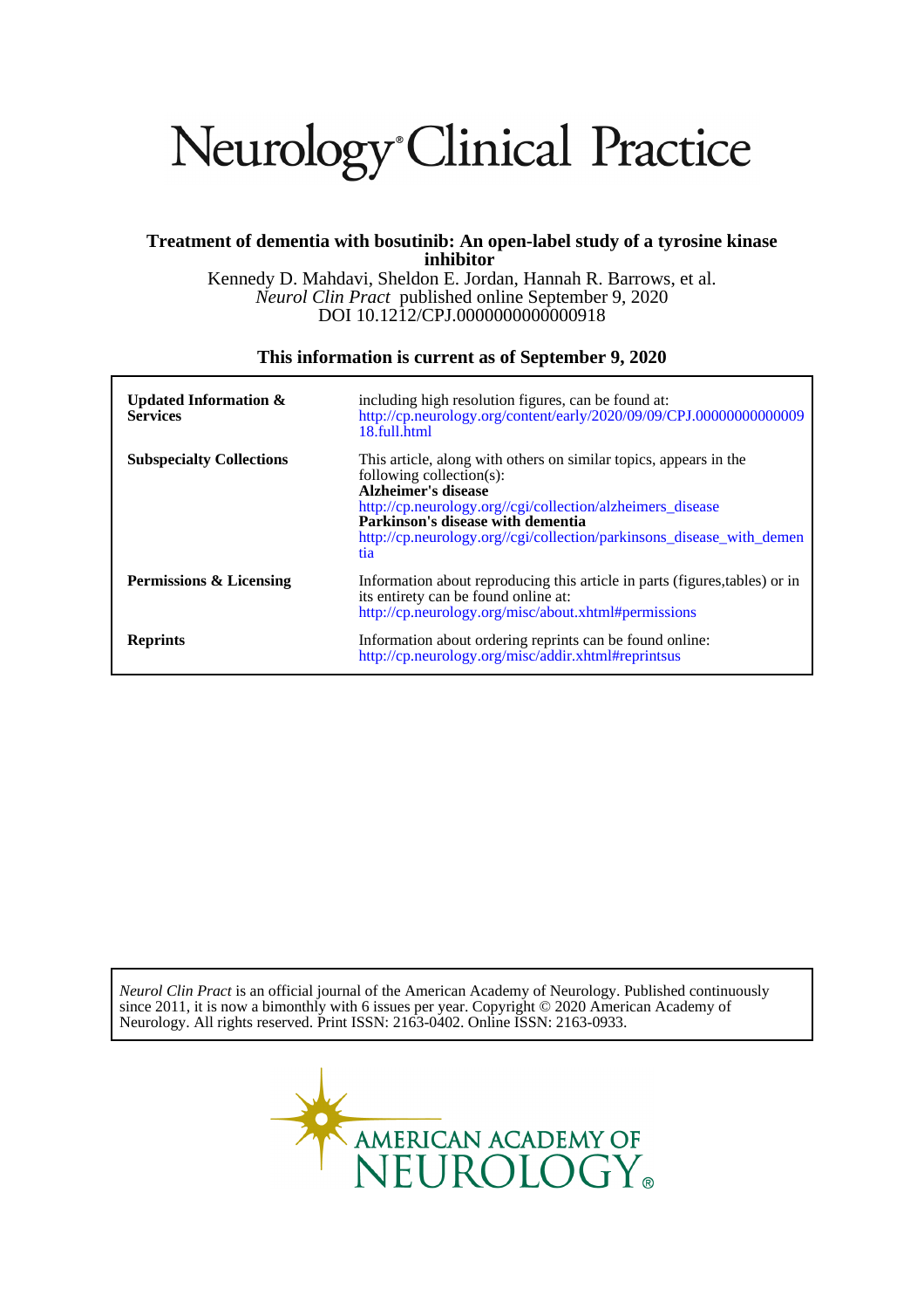# Neurology® Clinical Practice

**Treatment of dementia with bosutinib: An open-label study of a tyrosine kinase inhibitor**

Kennedy D. Mahdavi, Sheldon E. Jordan, Hannah R. Barrows, et al.

*Neurol Clin Pract* published online September 9, 2020

DOI 10.1212/CPJ.0000000000000918

**This information is current as of September 9, 2020**

| | |
|---|---|
| **Updated Information & Services** | including high resolution figures, can be found at: http://cp.neurology.org/content/early/2020/09/09/CPJ.0000000000000918.full.html |
| **Subspecialty Collections** | This article, along with others on similar topics, appears in the following collection(s): **Alzheimer's disease** http://cp.neurology.org//cgi/collection/alzheimers_disease **Parkinson's disease with dementia** http://cp.neurology.org//cgi/collection/parkinsons_disease_with_dementia |
| **Permissions & Licensing** | Information about reproducing this article in parts (figures,tables) or in its entirety can be found online at: http://cp.neurology.org/misc/about.xhtml#permissions |
| **Reprints** | Information about ordering reprints can be found online: http://cp.neurology.org/misc/addir.xhtml#reprintsus |

*Neurol Clin Pract* is an official journal of the American Academy of Neurology. Published continuously since 2011, it is now a bimonthly with 6 issues per year. Copyright © 2020 American Academy of Neurology. All rights reserved. Print ISSN: 2163-0402. Online ISSN: 2163-0933.

AMERICAN ACADEMY OF NEUROLOGY®